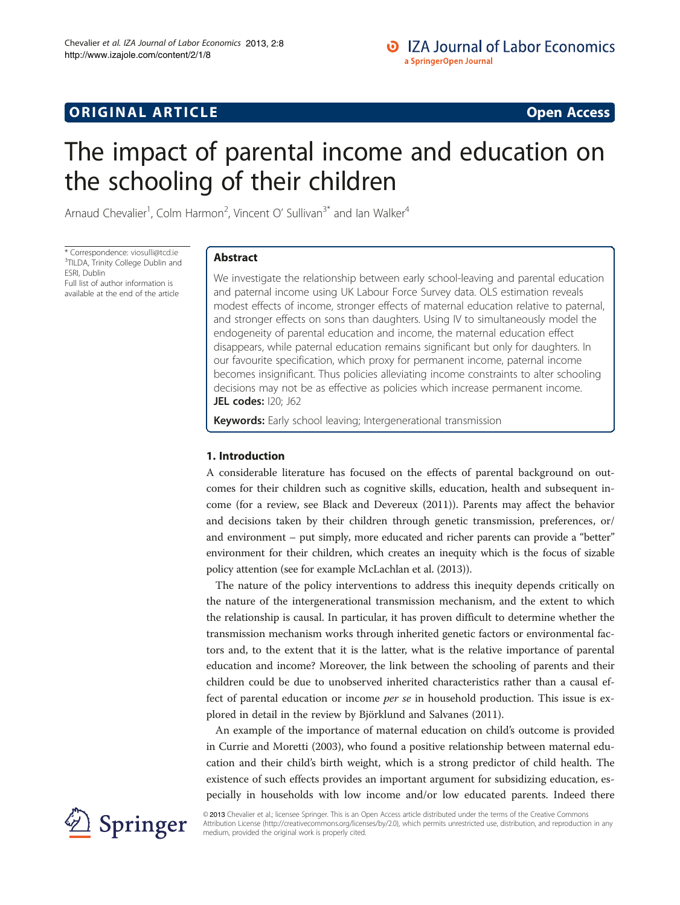ORIGINAL ARTICLE **Open Access**

# The impact of parental income and education on the schooling of their children

Arnaud Chevalier[1], Colm Harmon[2], Vincent O' Sullivan[3*] and Ian Walker[4]

\* Correspondence: viosulli@tcd.ie
[3]TILDA, Trinity College Dublin and ESRI, Dublin
Full list of author information is available at the end of the article

## Abstract

We investigate the relationship between early school-leaving and parental education and paternal income using UK Labour Force Survey data. OLS estimation reveals modest effects of income, stronger effects of maternal education relative to paternal, and stronger effects on sons than daughters. Using IV to simultaneously model the endogeneity of parental education and income, the maternal education effect disappears, while paternal education remains significant but only for daughters. In our favourite specification, which proxy for permanent income, paternal income becomes insignificant. Thus policies alleviating income constraints to alter schooling decisions may not be as effective as policies which increase permanent income.

**JEL codes:** I20; J62

**Keywords:** Early school leaving; Intergenerational transmission

## 1. Introduction

A considerable literature has focused on the effects of parental background on outcomes for their children such as cognitive skills, education, health and subsequent income (for a review, see Black and Devereux (2011)). Parents may affect the behavior and decisions taken by their children through genetic transmission, preferences, or/and environment – put simply, more educated and richer parents can provide a "better" environment for their children, which creates an inequity which is the focus of sizable policy attention (see for example McLachlan et al. (2013)).

The nature of the policy interventions to address this inequity depends critically on the nature of the intergenerational transmission mechanism, and the extent to which the relationship is causal. In particular, it has proven difficult to determine whether the transmission mechanism works through inherited genetic factors or environmental factors and, to the extent that it is the latter, what is the relative importance of parental education and income? Moreover, the link between the schooling of parents and their children could be due to unobserved inherited characteristics rather than a causal effect of parental education or income *per se* in household production. This issue is explored in detail in the review by Björklund and Salvanes (2011).

An example of the importance of maternal education on child's outcome is provided in Currie and Moretti (2003), who found a positive relationship between maternal education and their child's birth weight, which is a strong predictor of child health. The existence of such effects provides an important argument for subsidizing education, especially in households with low income and/or low educated parents. Indeed there

© 2013 Chevalier et al.; licensee Springer. This is an Open Access article distributed under the terms of the Creative Commons Attribution License (http://creativecommons.org/licenses/by/2.0), which permits unrestricted use, distribution, and reproduction in any medium, provided the original work is properly cited.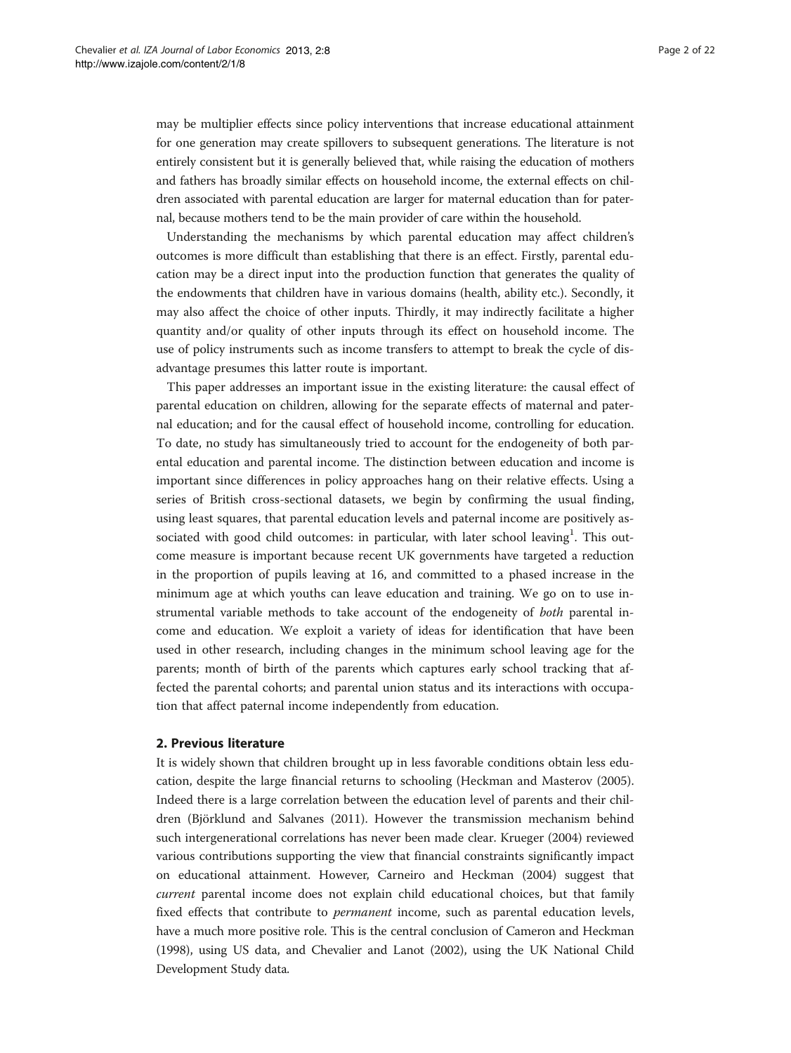may be multiplier effects since policy interventions that increase educational attainment for one generation may create spillovers to subsequent generations. The literature is not entirely consistent but it is generally believed that, while raising the education of mothers and fathers has broadly similar effects on household income, the external effects on children associated with parental education are larger for maternal education than for paternal, because mothers tend to be the main provider of care within the household.

Understanding the mechanisms by which parental education may affect children's outcomes is more difficult than establishing that there is an effect. Firstly, parental education may be a direct input into the production function that generates the quality of the endowments that children have in various domains (health, ability etc.). Secondly, it may also affect the choice of other inputs. Thirdly, it may indirectly facilitate a higher quantity and/or quality of other inputs through its effect on household income. The use of policy instruments such as income transfers to attempt to break the cycle of disadvantage presumes this latter route is important.

This paper addresses an important issue in the existing literature: the causal effect of parental education on children, allowing for the separate effects of maternal and paternal education; and for the causal effect of household income, controlling for education. To date, no study has simultaneously tried to account for the endogeneity of both parental education and parental income. The distinction between education and income is important since differences in policy approaches hang on their relative effects. Using a series of British cross-sectional datasets, we begin by confirming the usual finding, using least squares, that parental education levels and paternal income are positively associated with good child outcomes: in particular, with later school leaving[1]. This outcome measure is important because recent UK governments have targeted a reduction in the proportion of pupils leaving at 16, and committed to a phased increase in the minimum age at which youths can leave education and training. We go on to use instrumental variable methods to take account of the endogeneity of *both* parental income and education. We exploit a variety of ideas for identification that have been used in other research, including changes in the minimum school leaving age for the parents; month of birth of the parents which captures early school tracking that affected the parental cohorts; and parental union status and its interactions with occupation that affect paternal income independently from education.

## 2. Previous literature

It is widely shown that children brought up in less favorable conditions obtain less education, despite the large financial returns to schooling (Heckman and Masterov (2005). Indeed there is a large correlation between the education level of parents and their children (Björklund and Salvanes (2011). However the transmission mechanism behind such intergenerational correlations has never been made clear. Krueger (2004) reviewed various contributions supporting the view that financial constraints significantly impact on educational attainment. However, Carneiro and Heckman (2004) suggest that *current* parental income does not explain child educational choices, but that family fixed effects that contribute to *permanent* income, such as parental education levels, have a much more positive role. This is the central conclusion of Cameron and Heckman (1998), using US data, and Chevalier and Lanot (2002), using the UK National Child Development Study data.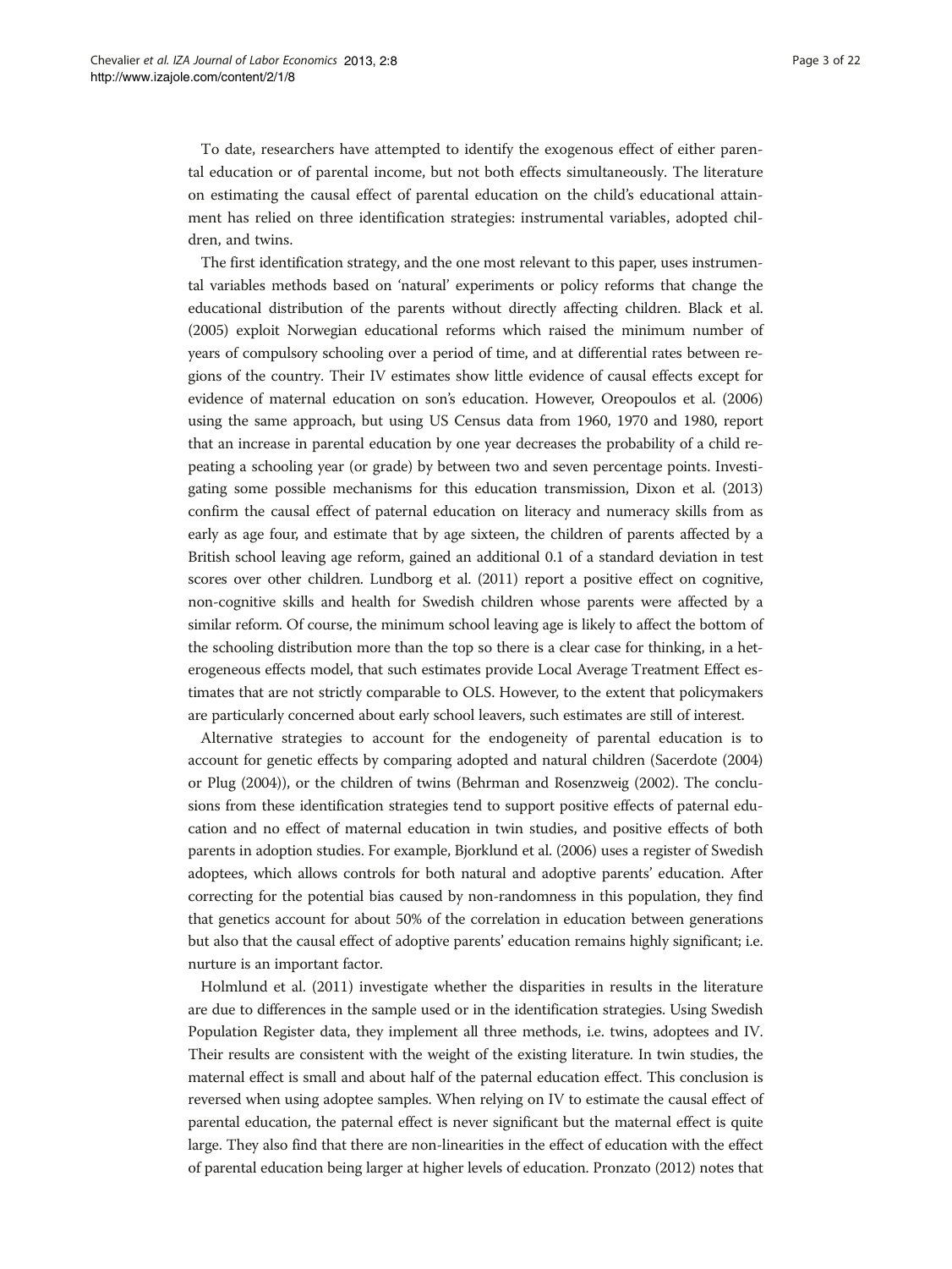To date, researchers have attempted to identify the exogenous effect of either parental education or of parental income, but not both effects simultaneously. The literature on estimating the causal effect of parental education on the child's educational attainment has relied on three identification strategies: instrumental variables, adopted children, and twins.

The first identification strategy, and the one most relevant to this paper, uses instrumental variables methods based on 'natural' experiments or policy reforms that change the educational distribution of the parents without directly affecting children. Black et al. (2005) exploit Norwegian educational reforms which raised the minimum number of years of compulsory schooling over a period of time, and at differential rates between regions of the country. Their IV estimates show little evidence of causal effects except for evidence of maternal education on son's education. However, Oreopoulos et al. (2006) using the same approach, but using US Census data from 1960, 1970 and 1980, report that an increase in parental education by one year decreases the probability of a child repeating a schooling year (or grade) by between two and seven percentage points. Investigating some possible mechanisms for this education transmission, Dixon et al. (2013) confirm the causal effect of paternal education on literacy and numeracy skills from as early as age four, and estimate that by age sixteen, the children of parents affected by a British school leaving age reform, gained an additional 0.1 of a standard deviation in test scores over other children. Lundborg et al. (2011) report a positive effect on cognitive, non-cognitive skills and health for Swedish children whose parents were affected by a similar reform. Of course, the minimum school leaving age is likely to affect the bottom of the schooling distribution more than the top so there is a clear case for thinking, in a heterogeneous effects model, that such estimates provide Local Average Treatment Effect estimates that are not strictly comparable to OLS. However, to the extent that policymakers are particularly concerned about early school leavers, such estimates are still of interest.

Alternative strategies to account for the endogeneity of parental education is to account for genetic effects by comparing adopted and natural children (Sacerdote (2004) or Plug (2004)), or the children of twins (Behrman and Rosenzweig (2002). The conclusions from these identification strategies tend to support positive effects of paternal education and no effect of maternal education in twin studies, and positive effects of both parents in adoption studies. For example, Bjorklund et al. (2006) uses a register of Swedish adoptees, which allows controls for both natural and adoptive parents' education. After correcting for the potential bias caused by non-randomness in this population, they find that genetics account for about 50% of the correlation in education between generations but also that the causal effect of adoptive parents' education remains highly significant; i.e. nurture is an important factor.

Holmlund et al. (2011) investigate whether the disparities in results in the literature are due to differences in the sample used or in the identification strategies. Using Swedish Population Register data, they implement all three methods, i.e. twins, adoptees and IV. Their results are consistent with the weight of the existing literature. In twin studies, the maternal effect is small and about half of the paternal education effect. This conclusion is reversed when using adoptee samples. When relying on IV to estimate the causal effect of parental education, the paternal effect is never significant but the maternal effect is quite large. They also find that there are non-linearities in the effect of education with the effect of parental education being larger at higher levels of education. Pronzato (2012) notes that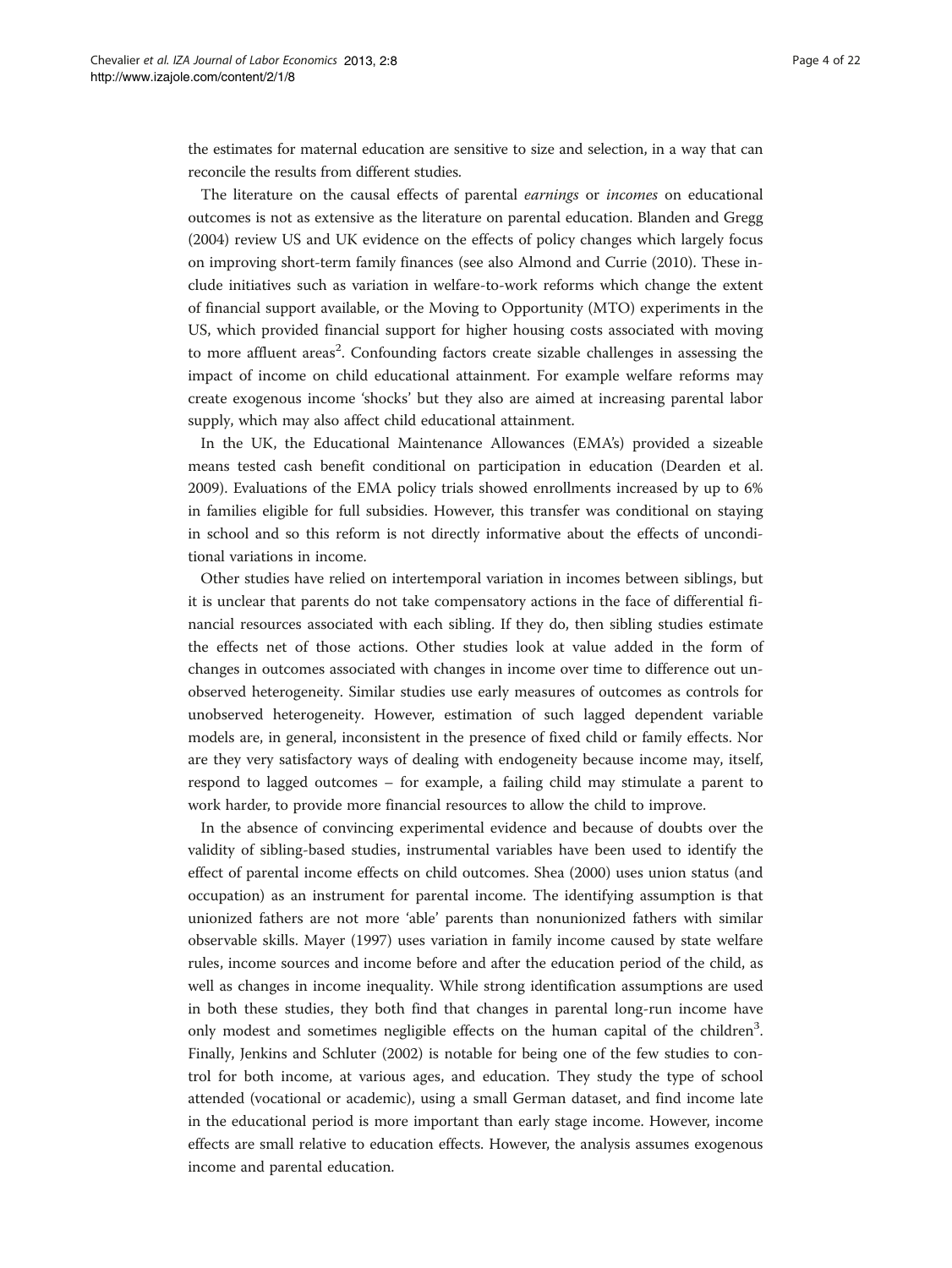the estimates for maternal education are sensitive to size and selection, in a way that can reconcile the results from different studies.

The literature on the causal effects of parental *earnings* or *incomes* on educational outcomes is not as extensive as the literature on parental education. Blanden and Gregg (2004) review US and UK evidence on the effects of policy changes which largely focus on improving short-term family finances (see also Almond and Currie (2010). These include initiatives such as variation in welfare-to-work reforms which change the extent of financial support available, or the Moving to Opportunity (MTO) experiments in the US, which provided financial support for higher housing costs associated with moving to more affluent areas[2]. Confounding factors create sizable challenges in assessing the impact of income on child educational attainment. For example welfare reforms may create exogenous income 'shocks' but they also are aimed at increasing parental labor supply, which may also affect child educational attainment.

In the UK, the Educational Maintenance Allowances (EMA's) provided a sizeable means tested cash benefit conditional on participation in education (Dearden et al. 2009). Evaluations of the EMA policy trials showed enrollments increased by up to 6% in families eligible for full subsidies. However, this transfer was conditional on staying in school and so this reform is not directly informative about the effects of unconditional variations in income.

Other studies have relied on intertemporal variation in incomes between siblings, but it is unclear that parents do not take compensatory actions in the face of differential financial resources associated with each sibling. If they do, then sibling studies estimate the effects net of those actions. Other studies look at value added in the form of changes in outcomes associated with changes in income over time to difference out unobserved heterogeneity. Similar studies use early measures of outcomes as controls for unobserved heterogeneity. However, estimation of such lagged dependent variable models are, in general, inconsistent in the presence of fixed child or family effects. Nor are they very satisfactory ways of dealing with endogeneity because income may, itself, respond to lagged outcomes – for example, a failing child may stimulate a parent to work harder, to provide more financial resources to allow the child to improve.

In the absence of convincing experimental evidence and because of doubts over the validity of sibling-based studies, instrumental variables have been used to identify the effect of parental income effects on child outcomes. Shea (2000) uses union status (and occupation) as an instrument for parental income. The identifying assumption is that unionized fathers are not more 'able' parents than nonunionized fathers with similar observable skills. Mayer (1997) uses variation in family income caused by state welfare rules, income sources and income before and after the education period of the child, as well as changes in income inequality. While strong identification assumptions are used in both these studies, they both find that changes in parental long-run income have only modest and sometimes negligible effects on the human capital of the children[3]. Finally, Jenkins and Schluter (2002) is notable for being one of the few studies to control for both income, at various ages, and education. They study the type of school attended (vocational or academic), using a small German dataset, and find income late in the educational period is more important than early stage income. However, income effects are small relative to education effects. However, the analysis assumes exogenous income and parental education.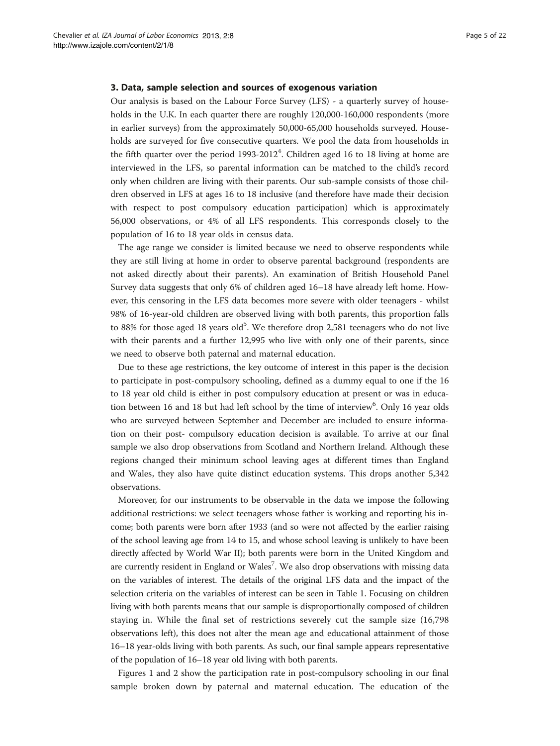### 3. Data, sample selection and sources of exogenous variation

Our analysis is based on the Labour Force Survey (LFS) - a quarterly survey of households in the U.K. In each quarter there are roughly 120,000-160,000 respondents (more in earlier surveys) from the approximately 50,000-65,000 households surveyed. Households are surveyed for five consecutive quarters. We pool the data from households in the fifth quarter over the period 1993-2012[4]. Children aged 16 to 18 living at home are interviewed in the LFS, so parental information can be matched to the child's record only when children are living with their parents. Our sub-sample consists of those children observed in LFS at ages 16 to 18 inclusive (and therefore have made their decision with respect to post compulsory education participation) which is approximately 56,000 observations, or 4% of all LFS respondents. This corresponds closely to the population of 16 to 18 year olds in census data.

The age range we consider is limited because we need to observe respondents while they are still living at home in order to observe parental background (respondents are not asked directly about their parents). An examination of British Household Panel Survey data suggests that only 6% of children aged 16–18 have already left home. However, this censoring in the LFS data becomes more severe with older teenagers - whilst 98% of 16-year-old children are observed living with both parents, this proportion falls to 88% for those aged 18 years old[5]. We therefore drop 2,581 teenagers who do not live with their parents and a further 12,995 who live with only one of their parents, since we need to observe both paternal and maternal education.

Due to these age restrictions, the key outcome of interest in this paper is the decision to participate in post-compulsory schooling, defined as a dummy equal to one if the 16 to 18 year old child is either in post compulsory education at present or was in education between 16 and 18 but had left school by the time of interview[6]. Only 16 year olds who are surveyed between September and December are included to ensure information on their post- compulsory education decision is available. To arrive at our final sample we also drop observations from Scotland and Northern Ireland. Although these regions changed their minimum school leaving ages at different times than England and Wales, they also have quite distinct education systems. This drops another 5,342 observations.

Moreover, for our instruments to be observable in the data we impose the following additional restrictions: we select teenagers whose father is working and reporting his income; both parents were born after 1933 (and so were not affected by the earlier raising of the school leaving age from 14 to 15, and whose school leaving is unlikely to have been directly affected by World War II); both parents were born in the United Kingdom and are currently resident in England or Wales[7]. We also drop observations with missing data on the variables of interest. The details of the original LFS data and the impact of the selection criteria on the variables of interest can be seen in Table 1. Focusing on children living with both parents means that our sample is disproportionally composed of children staying in. While the final set of restrictions severely cut the sample size (16,798 observations left), this does not alter the mean age and educational attainment of those 16–18 year-olds living with both parents. As such, our final sample appears representative of the population of 16–18 year old living with both parents.

Figures 1 and 2 show the participation rate in post-compulsory schooling in our final sample broken down by paternal and maternal education. The education of the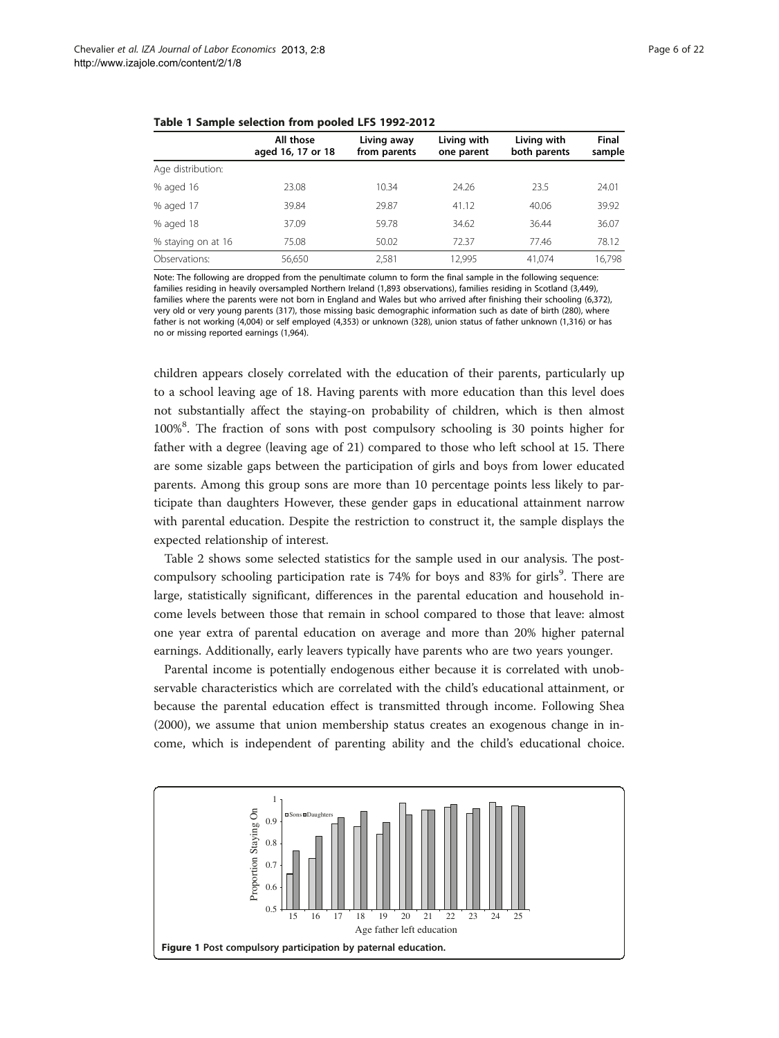**Table 1 Sample selection from pooled LFS 1992-2012**

| | All those aged 16, 17 or 18 | Living away from parents | Living with one parent | Living with both parents | Final sample |
|---|---|---|---|---|---|
| Age distribution: | | | | | |
| % aged 16 | 23.08 | 10.34 | 24.26 | 23.5 | 24.01 |
| % aged 17 | 39.84 | 29.87 | 41.12 | 40.06 | 39.92 |
| % aged 18 | 37.09 | 59.78 | 34.62 | 36.44 | 36.07 |
| % staying on at 16 | 75.08 | 50.02 | 72.37 | 77.46 | 78.12 |
| Observations: | 56,650 | 2,581 | 12,995 | 41,074 | 16,798 |

Note: The following are dropped from the penultimate column to form the final sample in the following sequence: families residing in heavily oversampled Northern Ireland (1,893 observations), families residing in Scotland (3,449), families where the parents were not born in England and Wales but who arrived after finishing their schooling (6,372), very old or very young parents (317), those missing basic demographic information such as date of birth (280), where father is not working (4,004) or self employed (4,353) or unknown (328), union status of father unknown (1,316) or has no or missing reported earnings (1,964).

children appears closely correlated with the education of their parents, particularly up to a school leaving age of 18. Having parents with more education than this level does not substantially affect the staying-on probability of children, which is then almost 100%[8]. The fraction of sons with post compulsory schooling is 30 points higher for father with a degree (leaving age of 21) compared to those who left school at 15. There are some sizable gaps between the participation of girls and boys from lower educated parents. Among this group sons are more than 10 percentage points less likely to participate than daughters However, these gender gaps in educational attainment narrow with parental education. Despite the restriction to construct it, the sample displays the expected relationship of interest.

Table 2 shows some selected statistics for the sample used in our analysis. The post-compulsory schooling participation rate is 74% for boys and 83% for girls[9]. There are large, statistically significant, differences in the parental education and household income levels between those that remain in school compared to those that leave: almost one year extra of parental education on average and more than 20% higher paternal earnings. Additionally, early leavers typically have parents who are two years younger.

Parental income is potentially endogenous either because it is correlated with unobservable characteristics which are correlated with the child's educational attainment, or because the parental education effect is transmitted through income. Following Shea (2000), we assume that union membership status creates an exogenous change in income, which is independent of parenting ability and the child's educational choice.

**Figure 1** Post compulsory participation by paternal education.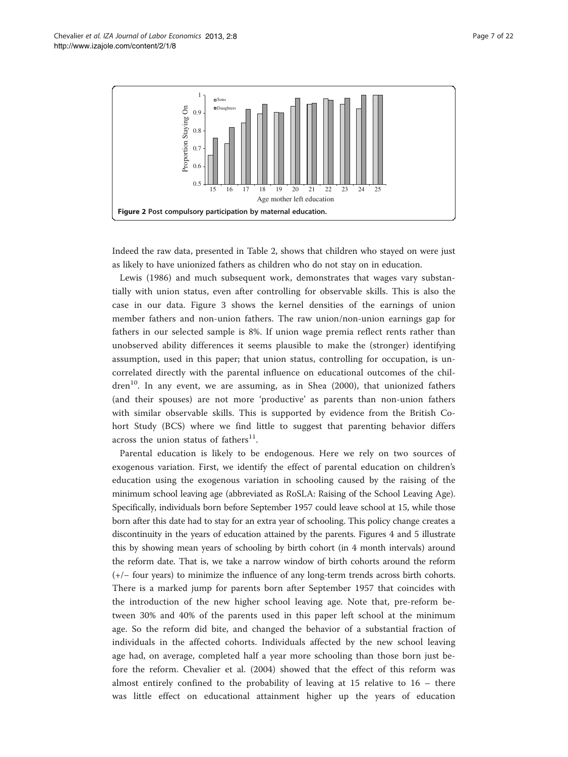Figure 2 Post compulsory participation by maternal education.

Indeed the raw data, presented in Table 2, shows that children who stayed on were just as likely to have unionized fathers as children who do not stay on in education.

Lewis (1986) and much subsequent work, demonstrates that wages vary substantially with union status, even after controlling for observable skills. This is also the case in our data. Figure 3 shows the kernel densities of the earnings of union member fathers and non-union fathers. The raw union/non-union earnings gap for fathers in our selected sample is 8%. If union wage premia reflect rents rather than unobserved ability differences it seems plausible to make the (stronger) identifying assumption, used in this paper; that union status, controlling for occupation, is uncorrelated directly with the parental influence on educational outcomes of the children[10]. In any event, we are assuming, as in Shea (2000), that unionized fathers (and their spouses) are not more 'productive' as parents than non-union fathers with similar observable skills. This is supported by evidence from the British Cohort Study (BCS) where we find little to suggest that parenting behavior differs across the union status of fathers[11].

Parental education is likely to be endogenous. Here we rely on two sources of exogenous variation. First, we identify the effect of parental education on children's education using the exogenous variation in schooling caused by the raising of the minimum school leaving age (abbreviated as RoSLA: Raising of the School Leaving Age). Specifically, individuals born before September 1957 could leave school at 15, while those born after this date had to stay for an extra year of schooling. This policy change creates a discontinuity in the years of education attained by the parents. Figures 4 and 5 illustrate this by showing mean years of schooling by birth cohort (in 4 month intervals) around the reform date. That is, we take a narrow window of birth cohorts around the reform (+/− four years) to minimize the influence of any long-term trends across birth cohorts. There is a marked jump for parents born after September 1957 that coincides with the introduction of the new higher school leaving age. Note that, pre-reform between 30% and 40% of the parents used in this paper left school at the minimum age. So the reform did bite, and changed the behavior of a substantial fraction of individuals in the affected cohorts. Individuals affected by the new school leaving age had, on average, completed half a year more schooling than those born just before the reform. Chevalier et al. (2004) showed that the effect of this reform was almost entirely confined to the probability of leaving at 15 relative to 16 – there was little effect on educational attainment higher up the years of education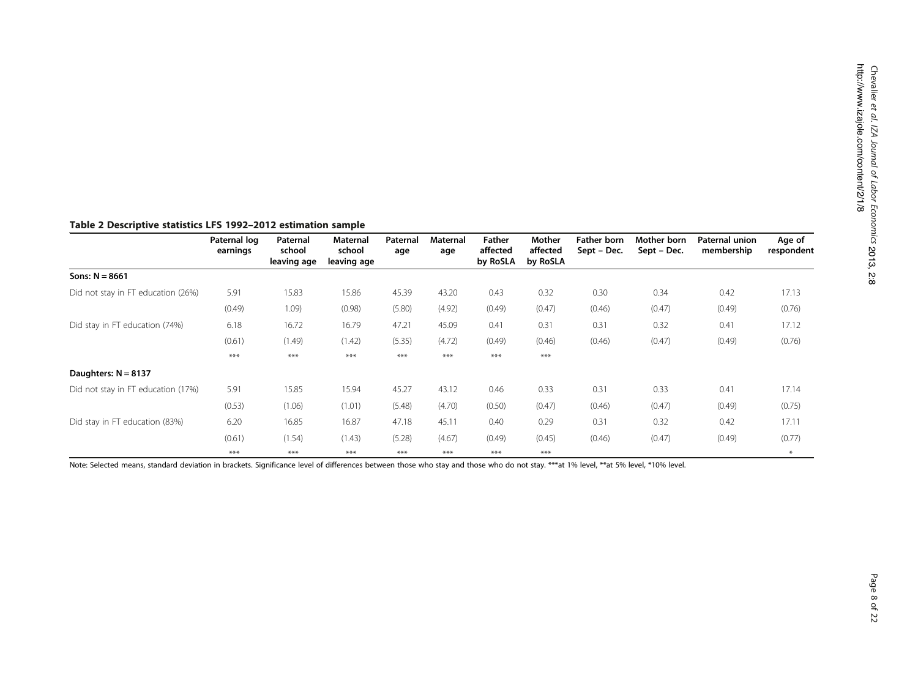**Table 2 Descriptive statistics LFS 1992–2012 estimation sample**

| | Paternal log earnings | Paternal school leaving age | Maternal school leaving age | Paternal age | Maternal age | Father affected by RoSLA | Mother affected by RoSLA | Father born Sept – Dec. | Mother born Sept – Dec. | Paternal union membership | Age of respondent |
|---|---|---|---|---|---|---|---|---|---|---|---|
| **Sons: N = 8661** | | | | | | | | | | | |
| Did not stay in FT education (26%) | 5.91 | 15.83 | 15.86 | 45.39 | 43.20 | 0.43 | 0.32 | 0.30 | 0.34 | 0.42 | 17.13 |
| | (0.49) | 1.09) | (0.98) | (5.80) | (4.92) | (0.49) | (0.47) | (0.46) | (0.47) | (0.49) | (0.76) |
| Did stay in FT education (74%) | 6.18 | 16.72 | 16.79 | 47.21 | 45.09 | 0.41 | 0.31 | 0.31 | 0.32 | 0.41 | 17.12 |
| | (0.61) | (1.49) | (1.42) | (5.35) | (4.72) | (0.49) | (0.46) | (0.46) | (0.47) | (0.49) | (0.76) |
| | *** | *** | *** | *** | *** | *** | *** | | | | |
| **Daughters: N = 8137** | | | | | | | | | | | |
| Did not stay in FT education (17%) | 5.91 | 15.85 | 15.94 | 45.27 | 43.12 | 0.46 | 0.33 | 0.31 | 0.33 | 0.41 | 17.14 |
| | (0.53) | (1.06) | (1.01) | (5.48) | (4.70) | (0.50) | (0.47) | (0.46) | (0.47) | (0.49) | (0.75) |
| Did stay in FT education (83%) | 6.20 | 16.85 | 16.87 | 47.18 | 45.11 | 0.40 | 0.29 | 0.31 | 0.32 | 0.42 | 17.11 |
| | (0.61) | (1.54) | (1.43) | (5.28) | (4.67) | (0.49) | (0.45) | (0.46) | (0.47) | (0.49) | (0.77) |
| | *** | *** | *** | *** | *** | *** | *** | | | | * |

Note: Selected means, standard deviation in brackets. Significance level of differences between those who stay and those who do not stay. ***at 1% level, **at 5% level, *10% level.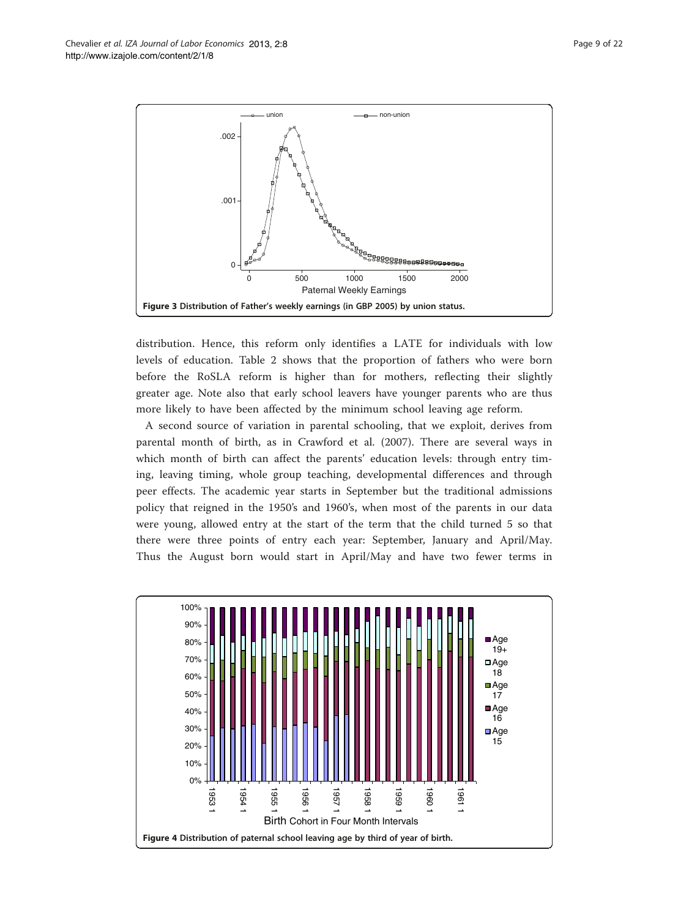Figure 3 Distribution of Father's weekly earnings (in GBP 2005) by union status.

distribution. Hence, this reform only identifies a LATE for individuals with low levels of education. Table 2 shows that the proportion of fathers who were born before the RoSLA reform is higher than for mothers, reflecting their slightly greater age. Note also that early school leavers have younger parents who are thus more likely to have been affected by the minimum school leaving age reform.

A second source of variation in parental schooling, that we exploit, derives from parental month of birth, as in Crawford et al. (2007). There are several ways in which month of birth can affect the parents' education levels: through entry timing, leaving timing, whole group teaching, developmental differences and through peer effects. The academic year starts in September but the traditional admissions policy that reigned in the 1950's and 1960's, when most of the parents in our data were young, allowed entry at the start of the term that the child turned 5 so that there were three points of entry each year: September, January and April/May. Thus the August born would start in April/May and have two fewer terms in

Figure 4 Distribution of paternal school leaving age by third of year of birth.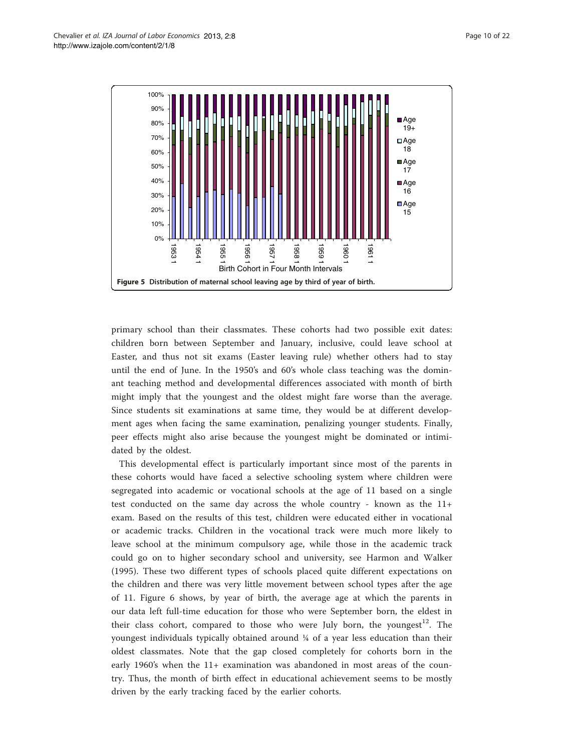Figure 5 Distribution of maternal school leaving age by third of year of birth.

primary school than their classmates. These cohorts had two possible exit dates: children born between September and January, inclusive, could leave school at Easter, and thus not sit exams (Easter leaving rule) whether others had to stay until the end of June. In the 1950's and 60's whole class teaching was the dominant teaching method and developmental differences associated with month of birth might imply that the youngest and the oldest might fare worse than the average. Since students sit examinations at same time, they would be at different development ages when facing the same examination, penalizing younger students. Finally, peer effects might also arise because the youngest might be dominated or intimidated by the oldest.

This developmental effect is particularly important since most of the parents in these cohorts would have faced a selective schooling system where children were segregated into academic or vocational schools at the age of 11 based on a single test conducted on the same day across the whole country - known as the 11+ exam. Based on the results of this test, children were educated either in vocational or academic tracks. Children in the vocational track were much more likely to leave school at the minimum compulsory age, while those in the academic track could go on to higher secondary school and university, see Harmon and Walker (1995). These two different types of schools placed quite different expectations on the children and there was very little movement between school types after the age of 11. Figure 6 shows, by year of birth, the average age at which the parents in our data left full-time education for those who were September born, the eldest in their class cohort, compared to those who were July born, the youngest[12]. The youngest individuals typically obtained around ¼ of a year less education than their oldest classmates. Note that the gap closed completely for cohorts born in the early 1960's when the 11+ examination was abandoned in most areas of the country. Thus, the month of birth effect in educational achievement seems to be mostly driven by the early tracking faced by the earlier cohorts.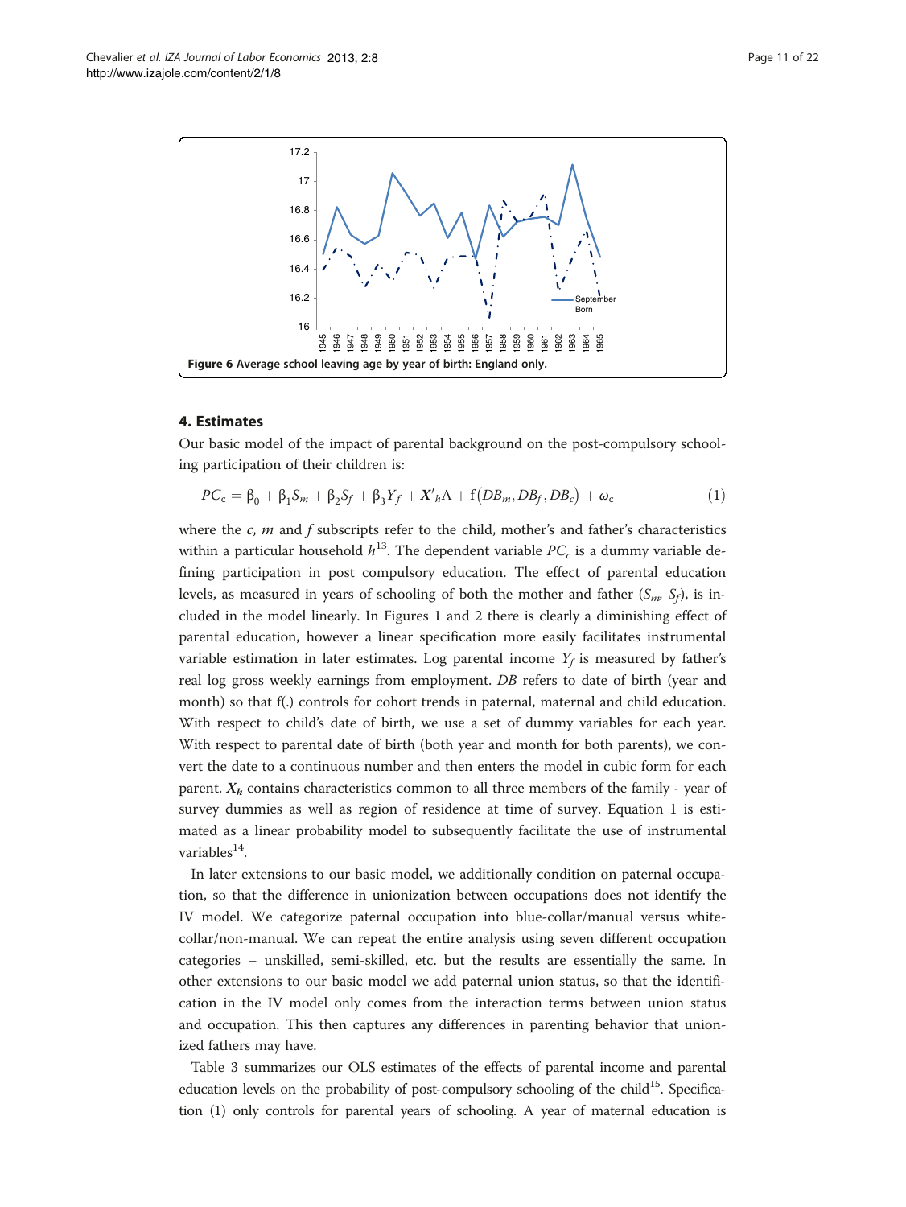Figure 6 Average school leaving age by year of birth: England only.

## 4. Estimates

Our basic model of the impact of parental background on the post-compulsory schooling participation of their children is:

$$PC_c = \beta_0 + \beta_1 S_m + \beta_2 S_f + \beta_3 Y_f + X'_h \Lambda + f(DB_m, DB_f, DB_c) + \omega_c \tag{1}$$

where the $c$, $m$ and $f$ subscripts refer to the child, mother's and father's characteristics within a particular household $h$[13]. The dependent variable $PC_c$ is a dummy variable defining participation in post compulsory education. The effect of parental education levels, as measured in years of schooling of both the mother and father ($S_m$, $S_f$), is included in the model linearly. In Figures 1 and 2 there is clearly a diminishing effect of parental education, however a linear specification more easily facilitates instrumental variable estimation in later estimates. Log parental income $Y_f$ is measured by father's real log gross weekly earnings from employment. $DB$ refers to date of birth (year and month) so that f(.) controls for cohort trends in paternal, maternal and child education. With respect to child's date of birth, we use a set of dummy variables for each year. With respect to parental date of birth (both year and month for both parents), we convert the date to a continuous number and then enters the model in cubic form for each parent. $X_h$ contains characteristics common to all three members of the family - year of survey dummies as well as region of residence at time of survey. Equation 1 is estimated as a linear probability model to subsequently facilitate the use of instrumental variables[14].

In later extensions to our basic model, we additionally condition on paternal occupation, so that the difference in unionization between occupations does not identify the IV model. We categorize paternal occupation into blue-collar/manual versus white-collar/non-manual. We can repeat the entire analysis using seven different occupation categories – unskilled, semi-skilled, etc. but the results are essentially the same. In other extensions to our basic model we add paternal union status, so that the identification in the IV model only comes from the interaction terms between union status and occupation. This then captures any differences in parenting behavior that unionized fathers may have.

Table 3 summarizes our OLS estimates of the effects of parental income and parental education levels on the probability of post-compulsory schooling of the child[15]. Specification (1) only controls for parental years of schooling. A year of maternal education is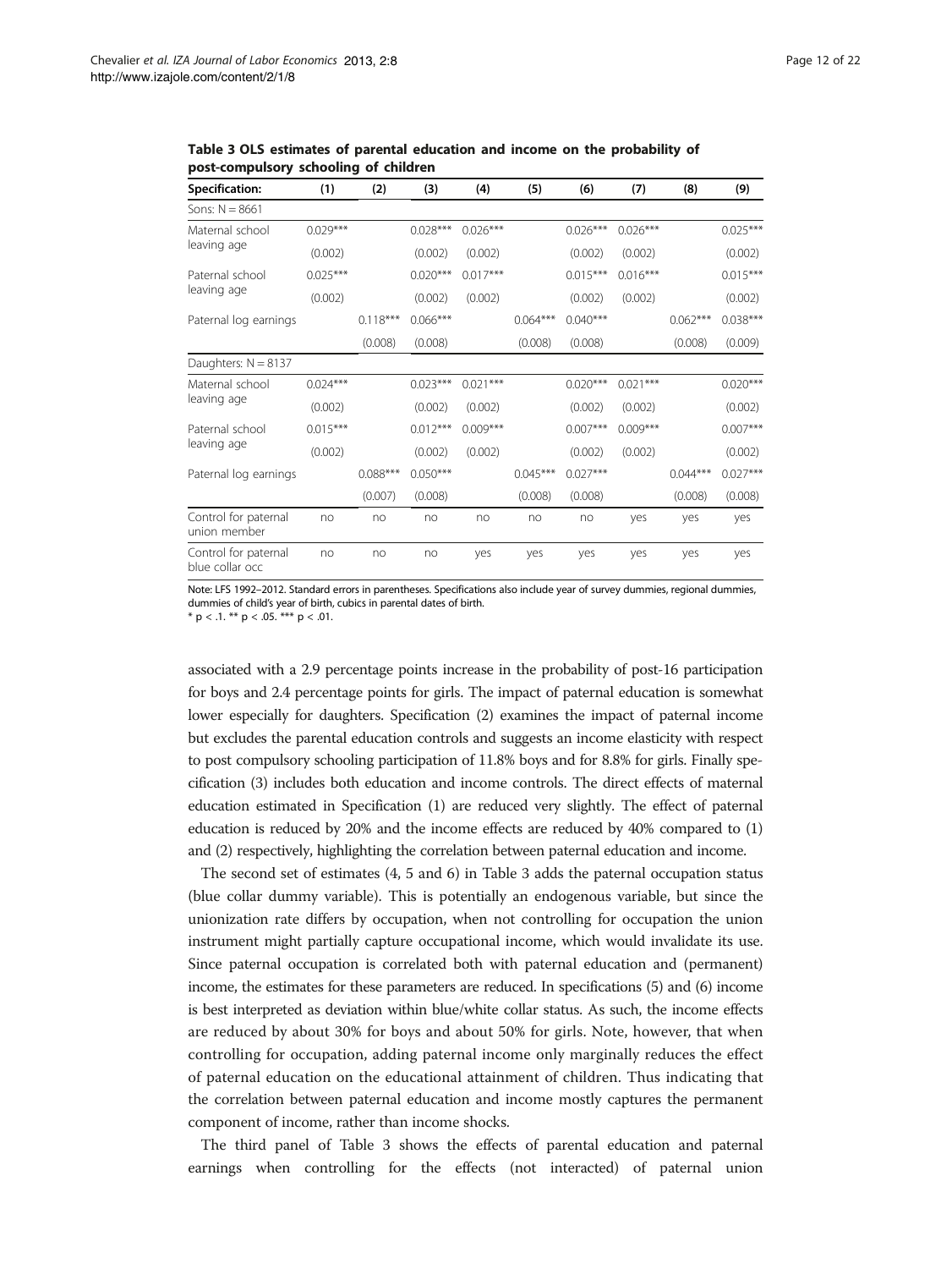**Table 3 OLS estimates of parental education and income on the probability of post-compulsory schooling of children**

| Specification: | (1) | (2) | (3) | (4) | (5) | (6) | (7) | (8) | (9) |
|---|---|---|---|---|---|---|---|---|---|
| Sons: N = 8661 | | | | | | | | | |
| Maternal school leaving age | 0.029*** | | 0.028*** | 0.026*** | | 0.026*** | 0.026*** | | 0.025*** |
| | (0.002) | | (0.002) | (0.002) | | (0.002) | (0.002) | | (0.002) |
| Paternal school leaving age | 0.025*** | | 0.020*** | 0.017*** | | 0.015*** | 0.016*** | | 0.015*** |
| | (0.002) | | (0.002) | (0.002) | | (0.002) | (0.002) | | (0.002) |
| Paternal log earnings | | 0.118*** | 0.066*** | | 0.064*** | 0.040*** | | 0.062*** | 0.038*** |
| | | (0.008) | (0.008) | | (0.008) | (0.008) | | (0.008) | (0.009) |
| Daughters: N = 8137 | | | | | | | | | |
| Maternal school leaving age | 0.024*** | | 0.023*** | 0.021*** | | 0.020*** | 0.021*** | | 0.020*** |
| | (0.002) | | (0.002) | (0.002) | | (0.002) | (0.002) | | (0.002) |
| Paternal school leaving age | 0.015*** | | 0.012*** | 0.009*** | | 0.007*** | 0.009*** | | 0.007*** |
| | (0.002) | | (0.002) | (0.002) | | (0.002) | (0.002) | | (0.002) |
| Paternal log earnings | | 0.088*** | 0.050*** | | 0.045*** | 0.027*** | | 0.044*** | 0.027*** |
| | | (0.007) | (0.008) | | (0.008) | (0.008) | | (0.008) | (0.008) |
| Control for paternal union member | no | no | no | no | no | no | yes | yes | yes |
| Control for paternal blue collar occ | no | no | no | yes | yes | yes | yes | yes | yes |

Note: LFS 1992–2012. Standard errors in parentheses. Specifications also include year of survey dummies, regional dummies, dummies of child's year of birth, cubics in parental dates of birth.
* p < .1. ** p < .05. *** p < .01.

associated with a 2.9 percentage points increase in the probability of post-16 participation for boys and 2.4 percentage points for girls. The impact of paternal education is somewhat lower especially for daughters. Specification (2) examines the impact of paternal income but excludes the parental education controls and suggests an income elasticity with respect to post compulsory schooling participation of 11.8% boys and for 8.8% for girls. Finally specification (3) includes both education and income controls. The direct effects of maternal education estimated in Specification (1) are reduced very slightly. The effect of paternal education is reduced by 20% and the income effects are reduced by 40% compared to (1) and (2) respectively, highlighting the correlation between paternal education and income.

The second set of estimates (4, 5 and 6) in Table 3 adds the paternal occupation status (blue collar dummy variable). This is potentially an endogenous variable, but since the unionization rate differs by occupation, when not controlling for occupation the union instrument might partially capture occupational income, which would invalidate its use. Since paternal occupation is correlated both with paternal education and (permanent) income, the estimates for these parameters are reduced. In specifications (5) and (6) income is best interpreted as deviation within blue/white collar status. As such, the income effects are reduced by about 30% for boys and about 50% for girls. Note, however, that when controlling for occupation, adding paternal income only marginally reduces the effect of paternal education on the educational attainment of children. Thus indicating that the correlation between paternal education and income mostly captures the permanent component of income, rather than income shocks.

The third panel of Table 3 shows the effects of parental education and paternal earnings when controlling for the effects (not interacted) of paternal union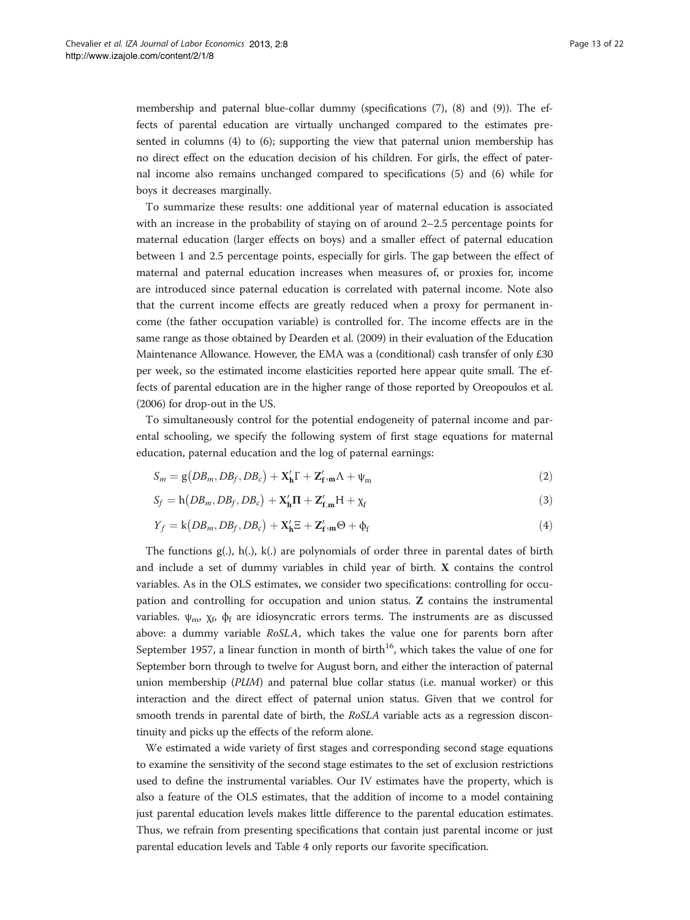membership and paternal blue-collar dummy (specifications (7), (8) and (9)). The effects of parental education are virtually unchanged compared to the estimates presented in columns (4) to (6); supporting the view that paternal union membership has no direct effect on the education decision of his children. For girls, the effect of paternal income also remains unchanged compared to specifications (5) and (6) while for boys it decreases marginally.

To summarize these results: one additional year of maternal education is associated with an increase in the probability of staying on of around 2–2.5 percentage points for maternal education (larger effects on boys) and a smaller effect of paternal education between 1 and 2.5 percentage points, especially for girls. The gap between the effect of maternal and paternal education increases when measures of, or proxies for, income are introduced since paternal education is correlated with paternal income. Note also that the current income effects are greatly reduced when a proxy for permanent income (the father occupation variable) is controlled for. The income effects are in the same range as those obtained by Dearden et al. (2009) in their evaluation of the Education Maintenance Allowance. However, the EMA was a (conditional) cash transfer of only £30 per week, so the estimated income elasticities reported here appear quite small. The effects of parental education are in the higher range of those reported by Oreopoulos et al. (2006) for drop-out in the US.

To simultaneously control for the potential endogeneity of paternal income and parental schooling, we specify the following system of first stage equations for maternal education, paternal education and the log of paternal earnings:

$$S_m = g(DB_m, DB_f, DB_c) + \mathbf{X}_\mathbf{h}'\Gamma + \mathbf{Z}_{\mathbf{f},\mathbf{m}}'\Lambda + \psi_m \quad (2)$$

$$S_f = h(DB_m, DB_f, DB_c) + \mathbf{X}_\mathbf{h}'\mathbf{\Pi} + \mathbf{Z}_{\mathbf{f},\mathbf{m}}'\mathrm{H} + \chi_f \quad (3)$$

$$Y_f = k(DB_m, DB_f, DB_c) + \mathbf{X}_\mathbf{h}'\Xi + \mathbf{Z}_{\mathbf{f},\mathbf{m}}'\Theta + \phi_f \quad (4)$$

The functions g(.), h(.), k(.) are polynomials of order three in parental dates of birth and include a set of dummy variables in child year of birth. **X** contains the control variables. As in the OLS estimates, we consider two specifications: controlling for occupation and controlling for occupation and union status. **Z** contains the instrumental variables. $\psi_m$, $\chi_f$, $\phi_f$ are idiosyncratic errors terms. The instruments are as discussed above: a dummy variable *RoSLA*, which takes the value one for parents born after September 1957, a linear function in month of birth[16], which takes the value of one for September born through to twelve for August born, and either the interaction of paternal union membership (*PUM*) and paternal blue collar status (i.e. manual worker) or this interaction and the direct effect of paternal union status. Given that we control for smooth trends in parental date of birth, the *RoSLA* variable acts as a regression discontinuity and picks up the effects of the reform alone.

We estimated a wide variety of first stages and corresponding second stage equations to examine the sensitivity of the second stage estimates to the set of exclusion restrictions used to define the instrumental variables. Our IV estimates have the property, which is also a feature of the OLS estimates, that the addition of income to a model containing just parental education levels makes little difference to the parental education estimates. Thus, we refrain from presenting specifications that contain just parental income or just parental education levels and Table 4 only reports our favorite specification.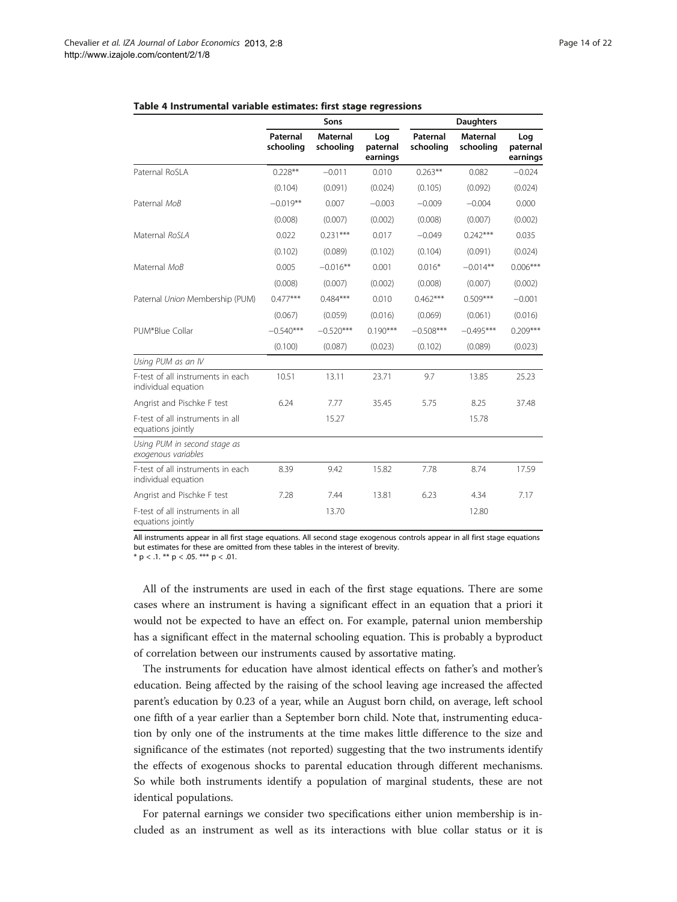**Table 4 Instrumental variable estimates: first stage regressions**

| | Sons | | | Daughters | | |
|---|---|---|---|---|---|---|
| | Paternal schooling | Maternal schooling | Log paternal earnings | Paternal schooling | Maternal schooling | Log paternal earnings |
| Paternal RoSLA | 0.228** | −0.011 | 0.010 | 0.263** | 0.082 | −0.024 |
| | (0.104) | (0.091) | (0.024) | (0.105) | (0.092) | (0.024) |
| Paternal *MoB* | −0.019** | 0.007 | −0.003 | −0.009 | −0.004 | 0.000 |
| | (0.008) | (0.007) | (0.002) | (0.008) | (0.007) | (0.002) |
| Maternal *RoSLA* | 0.022 | 0.231*** | 0.017 | −0.049 | 0.242*** | 0.035 |
| | (0.102) | (0.089) | (0.102) | (0.104) | (0.091) | (0.024) |
| Maternal *MoB* | 0.005 | −0.016** | 0.001 | 0.016* | −0.014** | 0.006*** |
| | (0.008) | (0.007) | (0.002) | (0.008) | (0.007) | (0.002) |
| Paternal *Union* Membership (PUM) | 0.477*** | 0.484*** | 0.010 | 0.462*** | 0.509*** | −0.001 |
| | (0.067) | (0.059) | (0.016) | (0.069) | (0.061) | (0.016) |
| PUM*Blue Collar | −0.540*** | −0.520*** | 0.190*** | −0.508*** | −0.495*** | 0.209*** |
| | (0.100) | (0.087) | (0.023) | (0.102) | (0.089) | (0.023) |
| *Using PUM as an IV* | | | | | | |
| F-test of all instruments in each individual equation | 10.51 | 13.11 | 23.71 | 9.7 | 13.85 | 25.23 |
| Angrist and Pischke F test | 6.24 | 7.77 | 35.45 | 5.75 | 8.25 | 37.48 |
| F-test of all instruments in all equations jointly | | 15.27 | | | 15.78 | |
| *Using PUM in second stage as exogenous variables* | | | | | | |
| F-test of all instruments in each individual equation | 8.39 | 9.42 | 15.82 | 7.78 | 8.74 | 17.59 |
| Angrist and Pischke F test | 7.28 | 7.44 | 13.81 | 6.23 | 4.34 | 7.17 |
| F-test of all instruments in all equations jointly | | 13.70 | | | 12.80 | |

All instruments appear in all first stage equations. All second stage exogenous controls appear in all first stage equations but estimates for these are omitted from these tables in the interest of brevity.
* $p < .1$. ** $p < .05$. *** $p < .01$.

All of the instruments are used in each of the first stage equations. There are some cases where an instrument is having a significant effect in an equation that a priori it would not be expected to have an effect on. For example, paternal union membership has a significant effect in the maternal schooling equation. This is probably a byproduct of correlation between our instruments caused by assortative mating.

The instruments for education have almost identical effects on father's and mother's education. Being affected by the raising of the school leaving age increased the affected parent's education by 0.23 of a year, while an August born child, on average, left school one fifth of a year earlier than a September born child. Note that, instrumenting education by only one of the instruments at the time makes little difference to the size and significance of the estimates (not reported) suggesting that the two instruments identify the effects of exogenous shocks to parental education through different mechanisms. So while both instruments identify a population of marginal students, these are not identical populations.

For paternal earnings we consider two specifications either union membership is included as an instrument as well as its interactions with blue collar status or it is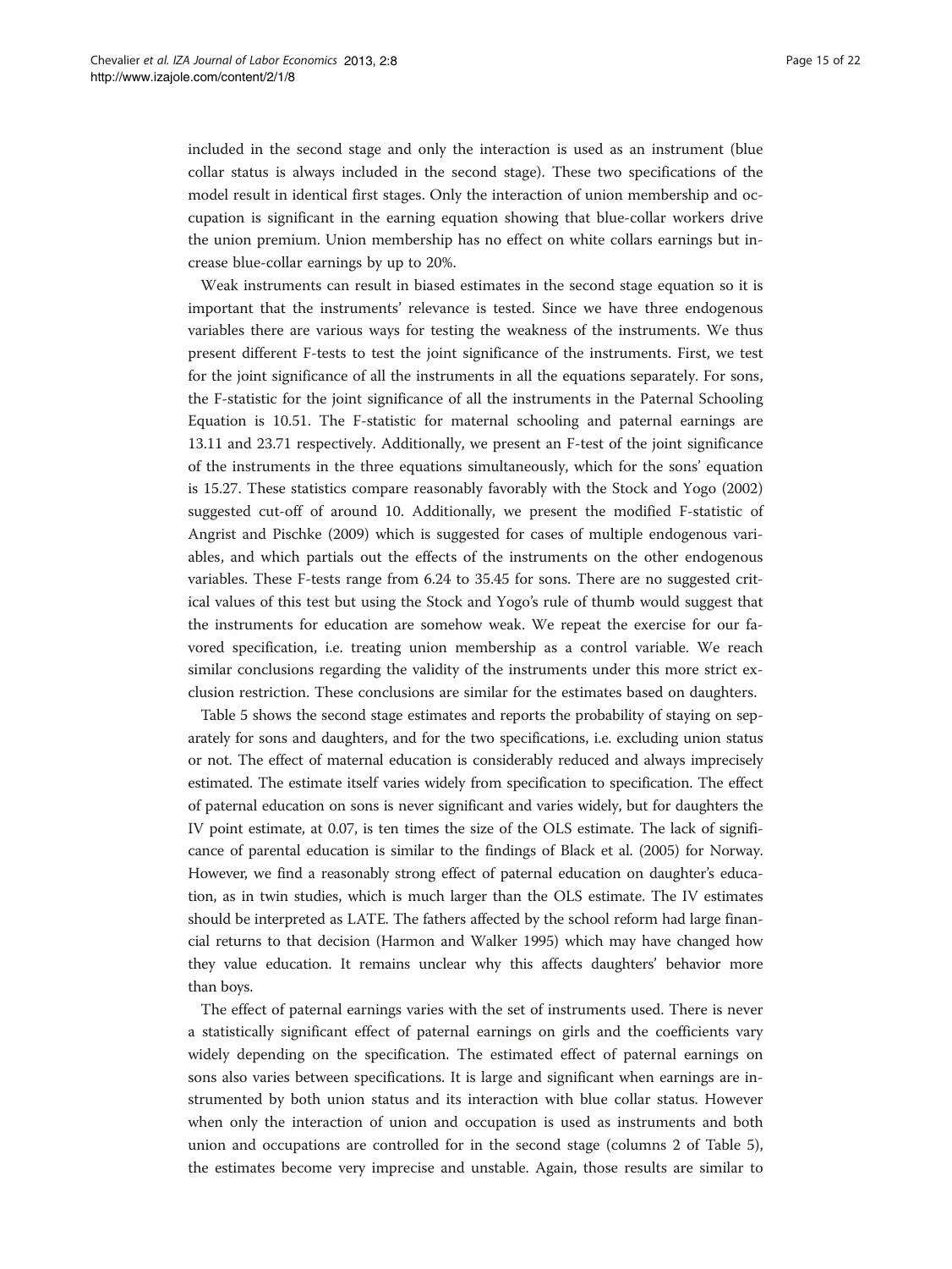included in the second stage and only the interaction is used as an instrument (blue collar status is always included in the second stage). These two specifications of the model result in identical first stages. Only the interaction of union membership and occupation is significant in the earning equation showing that blue-collar workers drive the union premium. Union membership has no effect on white collars earnings but increase blue-collar earnings by up to 20%.

Weak instruments can result in biased estimates in the second stage equation so it is important that the instruments' relevance is tested. Since we have three endogenous variables there are various ways for testing the weakness of the instruments. We thus present different F-tests to test the joint significance of the instruments. First, we test for the joint significance of all the instruments in all the equations separately. For sons, the F-statistic for the joint significance of all the instruments in the Paternal Schooling Equation is 10.51. The F-statistic for maternal schooling and paternal earnings are 13.11 and 23.71 respectively. Additionally, we present an F-test of the joint significance of the instruments in the three equations simultaneously, which for the sons' equation is 15.27. These statistics compare reasonably favorably with the Stock and Yogo (2002) suggested cut-off of around 10. Additionally, we present the modified F-statistic of Angrist and Pischke (2009) which is suggested for cases of multiple endogenous variables, and which partials out the effects of the instruments on the other endogenous variables. These F-tests range from 6.24 to 35.45 for sons. There are no suggested critical values of this test but using the Stock and Yogo's rule of thumb would suggest that the instruments for education are somehow weak. We repeat the exercise for our favored specification, i.e. treating union membership as a control variable. We reach similar conclusions regarding the validity of the instruments under this more strict exclusion restriction. These conclusions are similar for the estimates based on daughters.

Table 5 shows the second stage estimates and reports the probability of staying on separately for sons and daughters, and for the two specifications, i.e. excluding union status or not. The effect of maternal education is considerably reduced and always imprecisely estimated. The estimate itself varies widely from specification to specification. The effect of paternal education on sons is never significant and varies widely, but for daughters the IV point estimate, at 0.07, is ten times the size of the OLS estimate. The lack of significance of parental education is similar to the findings of Black et al. (2005) for Norway. However, we find a reasonably strong effect of paternal education on daughter's education, as in twin studies, which is much larger than the OLS estimate. The IV estimates should be interpreted as LATE. The fathers affected by the school reform had large financial returns to that decision (Harmon and Walker 1995) which may have changed how they value education. It remains unclear why this affects daughters' behavior more than boys.

The effect of paternal earnings varies with the set of instruments used. There is never a statistically significant effect of paternal earnings on girls and the coefficients vary widely depending on the specification. The estimated effect of paternal earnings on sons also varies between specifications. It is large and significant when earnings are instrumented by both union status and its interaction with blue collar status. However when only the interaction of union and occupation is used as instruments and both union and occupations are controlled for in the second stage (columns 2 of Table 5), the estimates become very imprecise and unstable. Again, those results are similar to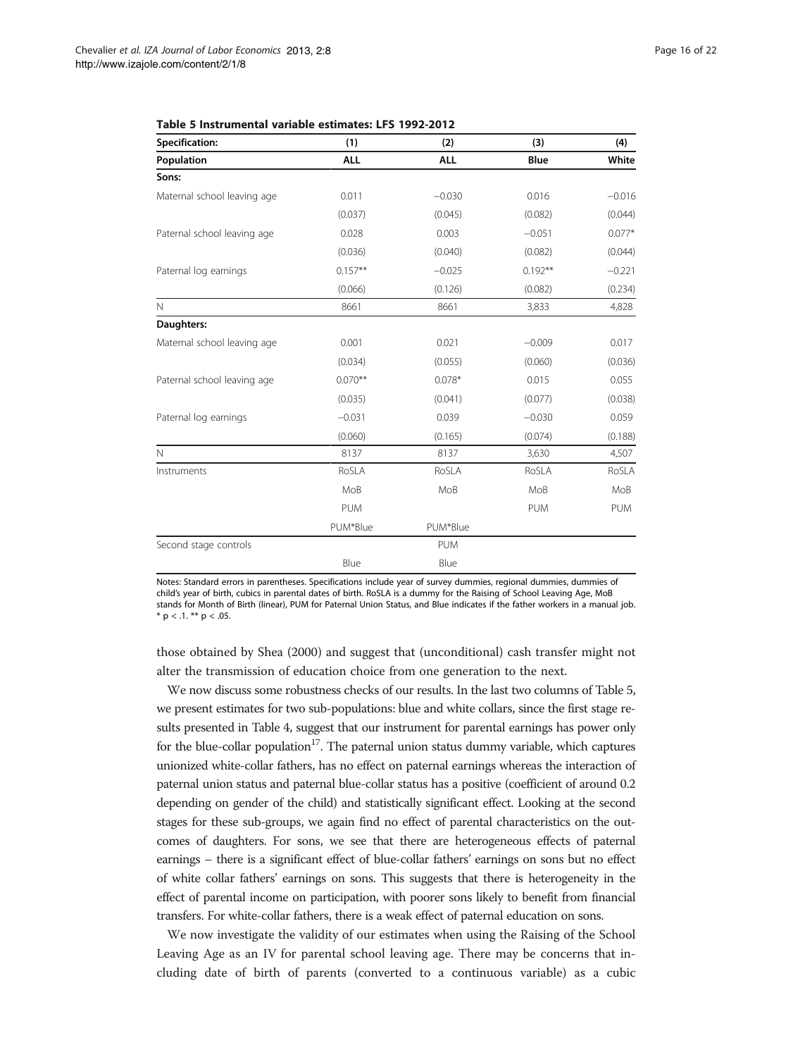**Table 5 Instrumental variable estimates: LFS 1992-2012**

| Specification: | (1) | (2) | (3) | (4) |
|---|---|---|---|---|
| **Population** | **ALL** | **ALL** | **Blue** | **White** |
| **Sons:** | | | | |
| Maternal school leaving age | 0.011 | −0.030 | 0.016 | −0.016 |
| | (0.037) | (0.045) | (0.082) | (0.044) |
| Paternal school leaving age | 0.028 | 0.003 | −0.051 | 0.077* |
| | (0.036) | (0.040) | (0.082) | (0.044) |
| Paternal log earnings | 0.157** | −0.025 | 0.192** | −0.221 |
| | (0.066) | (0.126) | (0.082) | (0.234) |
| N | 8661 | 8661 | 3,833 | 4,828 |
| **Daughters:** | | | | |
| Maternal school leaving age | 0.001 | 0.021 | −0.009 | 0.017 |
| | (0.034) | (0.055) | (0.060) | (0.036) |
| Paternal school leaving age | 0.070** | 0.078* | 0.015 | 0.055 |
| | (0.035) | (0.041) | (0.077) | (0.038) |
| Paternal log earnings | −0.031 | 0.039 | −0.030 | 0.059 |
| | (0.060) | (0.165) | (0.074) | (0.188) |
| N | 8137 | 8137 | 3,630 | 4,507 |
| Instruments | RoSLA | RoSLA | RoSLA | RoSLA |
| | MoB | MoB | MoB | MoB |
| | PUM | | PUM | PUM |
| | PUM*Blue | PUM*Blue | | |
| Second stage controls | | PUM | | |
| | Blue | Blue | | |

Notes: Standard errors in parentheses. Specifications include year of survey dummies, regional dummies, dummies of child's year of birth, cubics in parental dates of birth. RoSLA is a dummy for the Raising of School Leaving Age, MoB stands for Month of Birth (linear), PUM for Paternal Union Status, and Blue indicates if the father works in a manual job. * $p < .1$. ** $p < .05$.

those obtained by Shea (2000) and suggest that (unconditional) cash transfer might not alter the transmission of education choice from one generation to the next.

We now discuss some robustness checks of our results. In the last two columns of Table 5, we present estimates for two sub-populations: blue and white collars, since the first stage results presented in Table 4, suggest that our instrument for parental earnings has power only for the blue-collar population[17]. The paternal union status dummy variable, which captures unionized white-collar fathers, has no effect on paternal earnings whereas the interaction of paternal union status and paternal blue-collar status has a positive (coefficient of around 0.2 depending on gender of the child) and statistically significant effect. Looking at the second stages for these sub-groups, we again find no effect of parental characteristics on the outcomes of daughters. For sons, we see that there are heterogeneous effects of paternal earnings – there is a significant effect of blue-collar fathers' earnings on sons but no effect of white collar fathers' earnings on sons. This suggests that there is heterogeneity in the effect of parental income on participation, with poorer sons likely to benefit from financial transfers. For white-collar fathers, there is a weak effect of paternal education on sons.

We now investigate the validity of our estimates when using the Raising of the School Leaving Age as an IV for parental school leaving age. There may be concerns that including date of birth of parents (converted to a continuous variable) as a cubic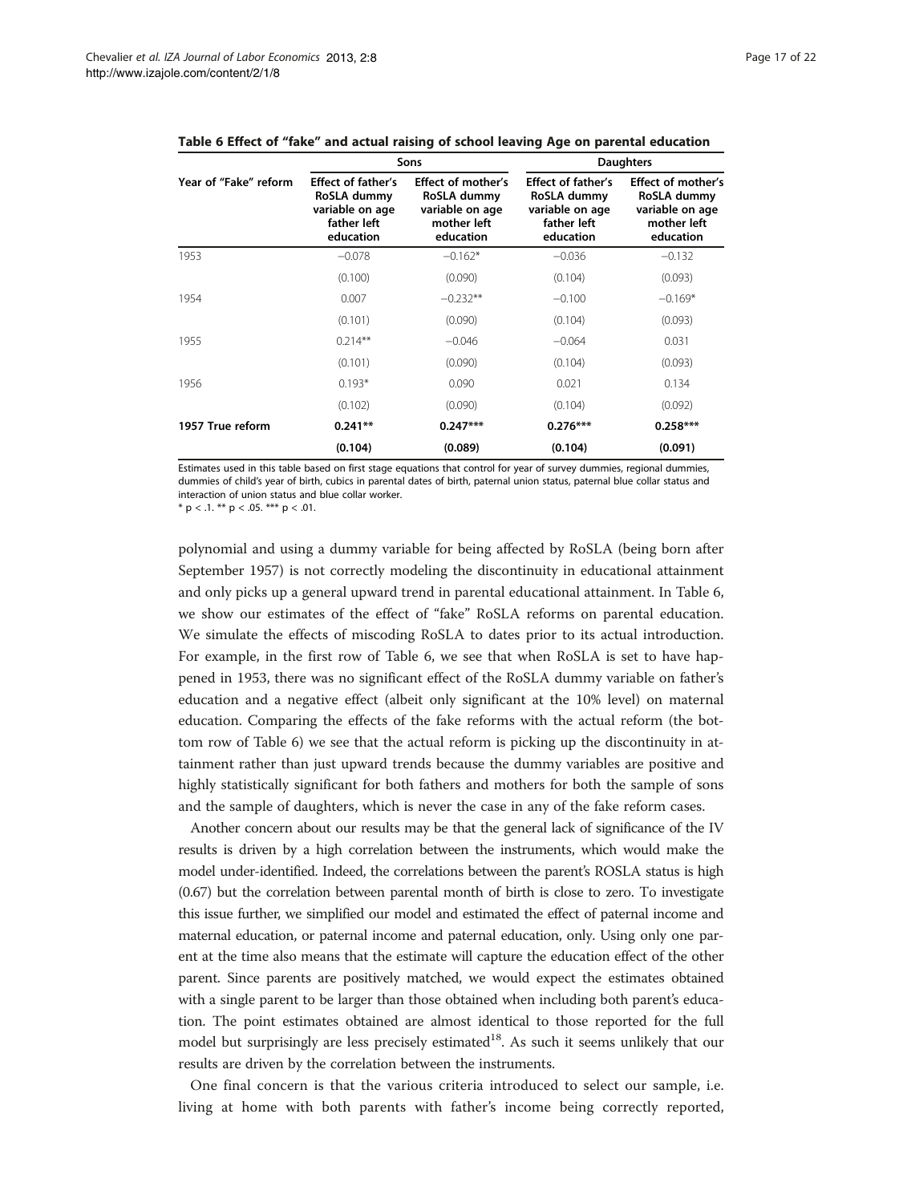**Table 6 Effect of "fake" and actual raising of school leaving Age on parental education**

| Year of "Fake" reform | Sons | | Daughters | |
|---|---|---|---|---|
| | Effect of father's RoSLA dummy variable on age father left education | Effect of mother's RoSLA dummy variable on age mother left education | Effect of father's RoSLA dummy variable on age father left education | Effect of mother's RoSLA dummy variable on age mother left education |
| 1953 | −0.078 | −0.162* | −0.036 | −0.132 |
| | (0.100) | (0.090) | (0.104) | (0.093) |
| 1954 | 0.007 | −0.232** | −0.100 | −0.169* |
| | (0.101) | (0.090) | (0.104) | (0.093) |
| 1955 | 0.214** | −0.046 | −0.064 | 0.031 |
| | (0.101) | (0.090) | (0.104) | (0.093) |
| 1956 | 0.193* | 0.090 | 0.021 | 0.134 |
| | (0.102) | (0.090) | (0.104) | (0.092) |
| **1957 True reform** | **0.241**** | **0.247***** | **0.276***** | **0.258***** |
| | **(0.104)** | **(0.089)** | **(0.104)** | **(0.091)** |

Estimates used in this table based on first stage equations that control for year of survey dummies, regional dummies, dummies of child's year of birth, cubics in parental dates of birth, paternal union status, paternal blue collar status and interaction of union status and blue collar worker.
* p < .1. ** p < .05. *** p < .01.

polynomial and using a dummy variable for being affected by RoSLA (being born after September 1957) is not correctly modeling the discontinuity in educational attainment and only picks up a general upward trend in parental educational attainment. In Table 6, we show our estimates of the effect of "fake" RoSLA reforms on parental education. We simulate the effects of miscoding RoSLA to dates prior to its actual introduction. For example, in the first row of Table 6, we see that when RoSLA is set to have happened in 1953, there was no significant effect of the RoSLA dummy variable on father's education and a negative effect (albeit only significant at the 10% level) on maternal education. Comparing the effects of the fake reforms with the actual reform (the bottom row of Table 6) we see that the actual reform is picking up the discontinuity in attainment rather than just upward trends because the dummy variables are positive and highly statistically significant for both fathers and mothers for both the sample of sons and the sample of daughters, which is never the case in any of the fake reform cases.

Another concern about our results may be that the general lack of significance of the IV results is driven by a high correlation between the instruments, which would make the model under-identified. Indeed, the correlations between the parent's ROSLA status is high (0.67) but the correlation between parental month of birth is close to zero. To investigate this issue further, we simplified our model and estimated the effect of paternal income and maternal education, or paternal income and paternal education, only. Using only one parent at the time also means that the estimate will capture the education effect of the other parent. Since parents are positively matched, we would expect the estimates obtained with a single parent to be larger than those obtained when including both parent's education. The point estimates obtained are almost identical to those reported for the full model but surprisingly are less precisely estimated[18]. As such it seems unlikely that our results are driven by the correlation between the instruments.

One final concern is that the various criteria introduced to select our sample, i.e. living at home with both parents with father's income being correctly reported,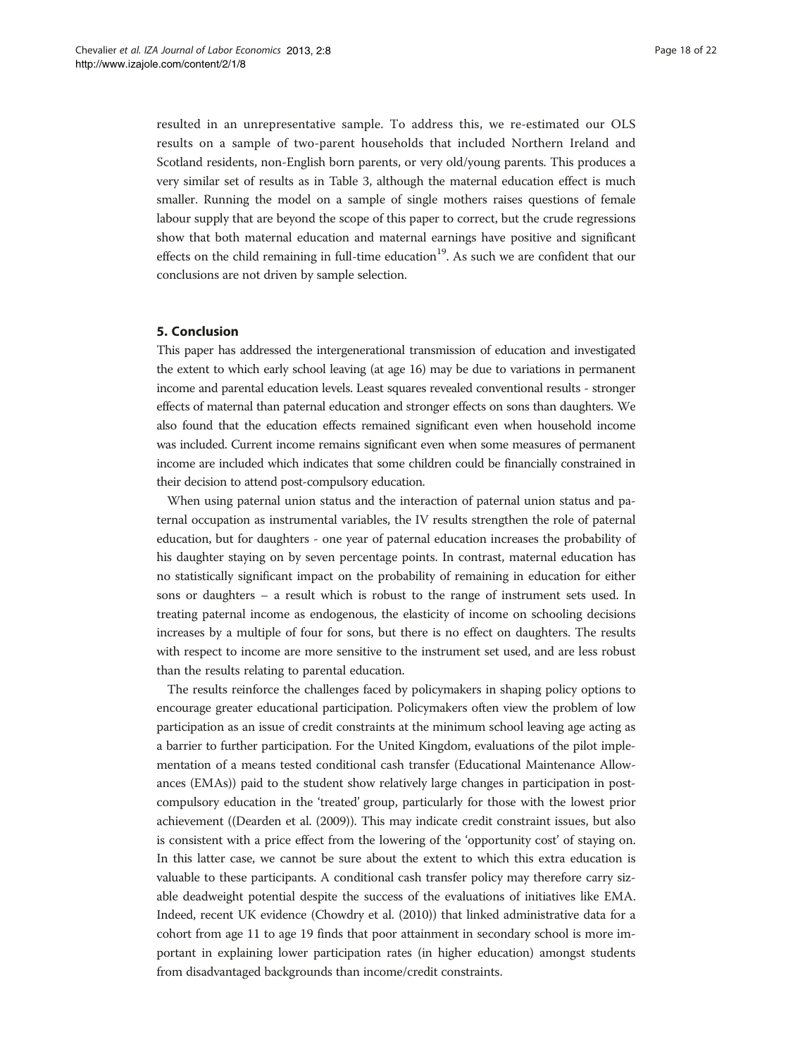resulted in an unrepresentative sample. To address this, we re-estimated our OLS results on a sample of two-parent households that included Northern Ireland and Scotland residents, non-English born parents, or very old/young parents. This produces a very similar set of results as in Table 3, although the maternal education effect is much smaller. Running the model on a sample of single mothers raises questions of female labour supply that are beyond the scope of this paper to correct, but the crude regressions show that both maternal education and maternal earnings have positive and significant effects on the child remaining in full-time education[19]. As such we are confident that our conclusions are not driven by sample selection.

## 5. Conclusion

This paper has addressed the intergenerational transmission of education and investigated the extent to which early school leaving (at age 16) may be due to variations in permanent income and parental education levels. Least squares revealed conventional results - stronger effects of maternal than paternal education and stronger effects on sons than daughters. We also found that the education effects remained significant even when household income was included. Current income remains significant even when some measures of permanent income are included which indicates that some children could be financially constrained in their decision to attend post-compulsory education.

When using paternal union status and the interaction of paternal union status and paternal occupation as instrumental variables, the IV results strengthen the role of paternal education, but for daughters - one year of paternal education increases the probability of his daughter staying on by seven percentage points. In contrast, maternal education has no statistically significant impact on the probability of remaining in education for either sons or daughters – a result which is robust to the range of instrument sets used. In treating paternal income as endogenous, the elasticity of income on schooling decisions increases by a multiple of four for sons, but there is no effect on daughters. The results with respect to income are more sensitive to the instrument set used, and are less robust than the results relating to parental education.

The results reinforce the challenges faced by policymakers in shaping policy options to encourage greater educational participation. Policymakers often view the problem of low participation as an issue of credit constraints at the minimum school leaving age acting as a barrier to further participation. For the United Kingdom, evaluations of the pilot implementation of a means tested conditional cash transfer (Educational Maintenance Allowances (EMAs)) paid to the student show relatively large changes in participation in post-compulsory education in the 'treated' group, particularly for those with the lowest prior achievement ((Dearden et al. (2009)). This may indicate credit constraint issues, but also is consistent with a price effect from the lowering of the 'opportunity cost' of staying on. In this latter case, we cannot be sure about the extent to which this extra education is valuable to these participants. A conditional cash transfer policy may therefore carry sizable deadweight potential despite the success of the evaluations of initiatives like EMA. Indeed, recent UK evidence (Chowdry et al. (2010)) that linked administrative data for a cohort from age 11 to age 19 finds that poor attainment in secondary school is more important in explaining lower participation rates (in higher education) amongst students from disadvantaged backgrounds than income/credit constraints.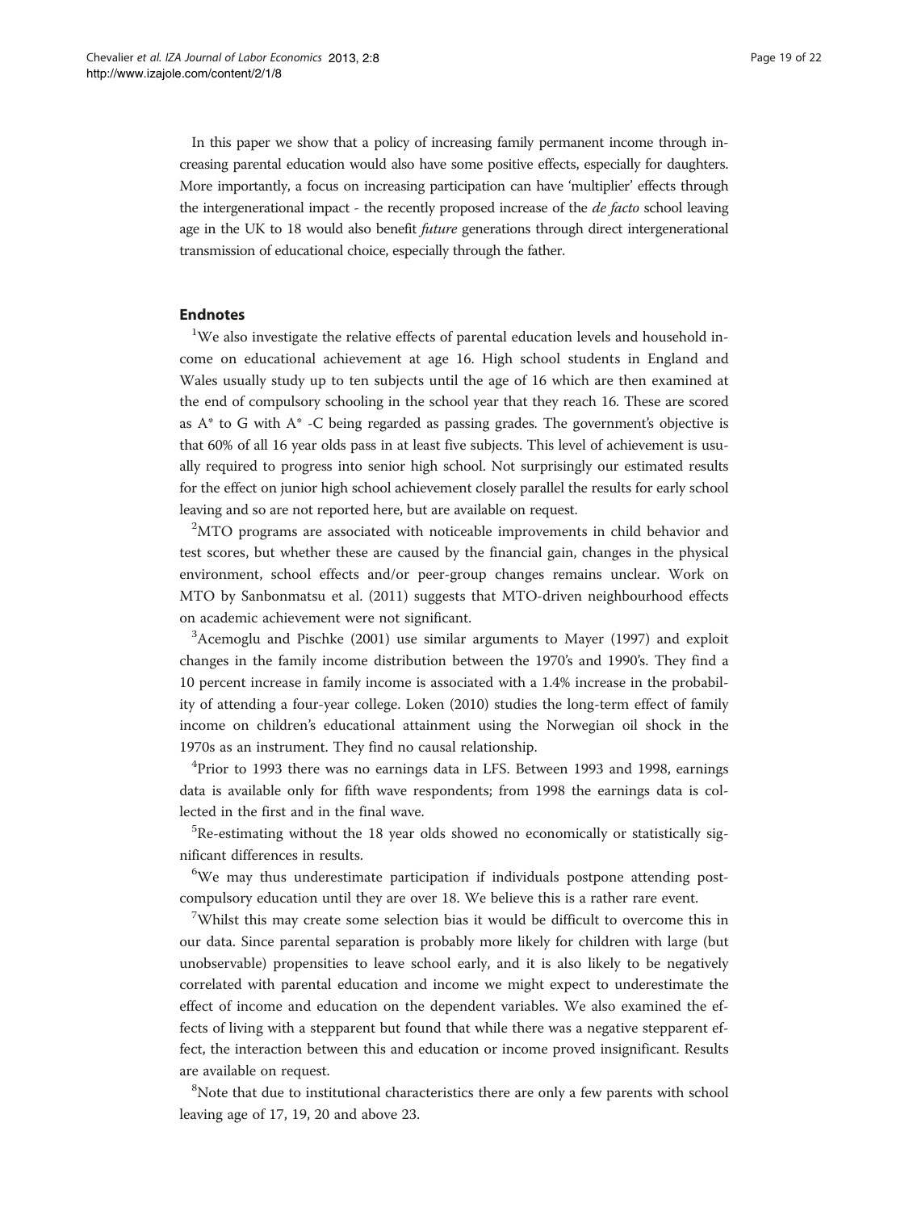In this paper we show that a policy of increasing family permanent income through increasing parental education would also have some positive effects, especially for daughters. More importantly, a focus on increasing participation can have 'multiplier' effects through the intergenerational impact - the recently proposed increase of the *de facto* school leaving age in the UK to 18 would also benefit *future* generations through direct intergenerational transmission of educational choice, especially through the father.

## Endnotes

[1]We also investigate the relative effects of parental education levels and household income on educational achievement at age 16. High school students in England and Wales usually study up to ten subjects until the age of 16 which are then examined at the end of compulsory schooling in the school year that they reach 16. These are scored as A* to G with A* -C being regarded as passing grades. The government's objective is that 60% of all 16 year olds pass in at least five subjects. This level of achievement is usually required to progress into senior high school. Not surprisingly our estimated results for the effect on junior high school achievement closely parallel the results for early school leaving and so are not reported here, but are available on request.

[2]MTO programs are associated with noticeable improvements in child behavior and test scores, but whether these are caused by the financial gain, changes in the physical environment, school effects and/or peer-group changes remains unclear. Work on MTO by Sanbonmatsu et al. (2011) suggests that MTO-driven neighbourhood effects on academic achievement were not significant.

[3]Acemoglu and Pischke (2001) use similar arguments to Mayer (1997) and exploit changes in the family income distribution between the 1970's and 1990's. They find a 10 percent increase in family income is associated with a 1.4% increase in the probability of attending a four-year college. Loken (2010) studies the long-term effect of family income on children's educational attainment using the Norwegian oil shock in the 1970s as an instrument. They find no causal relationship.

[4]Prior to 1993 there was no earnings data in LFS. Between 1993 and 1998, earnings data is available only for fifth wave respondents; from 1998 the earnings data is collected in the first and in the final wave.

[5]Re-estimating without the 18 year olds showed no economically or statistically significant differences in results.

[6]We may thus underestimate participation if individuals postpone attending post-compulsory education until they are over 18. We believe this is a rather rare event.

[7]Whilst this may create some selection bias it would be difficult to overcome this in our data. Since parental separation is probably more likely for children with large (but unobservable) propensities to leave school early, and it is also likely to be negatively correlated with parental education and income we might expect to underestimate the effect of income and education on the dependent variables. We also examined the effects of living with a stepparent but found that while there was a negative stepparent effect, the interaction between this and education or income proved insignificant. Results are available on request.

[8]Note that due to institutional characteristics there are only a few parents with school leaving age of 17, 19, 20 and above 23.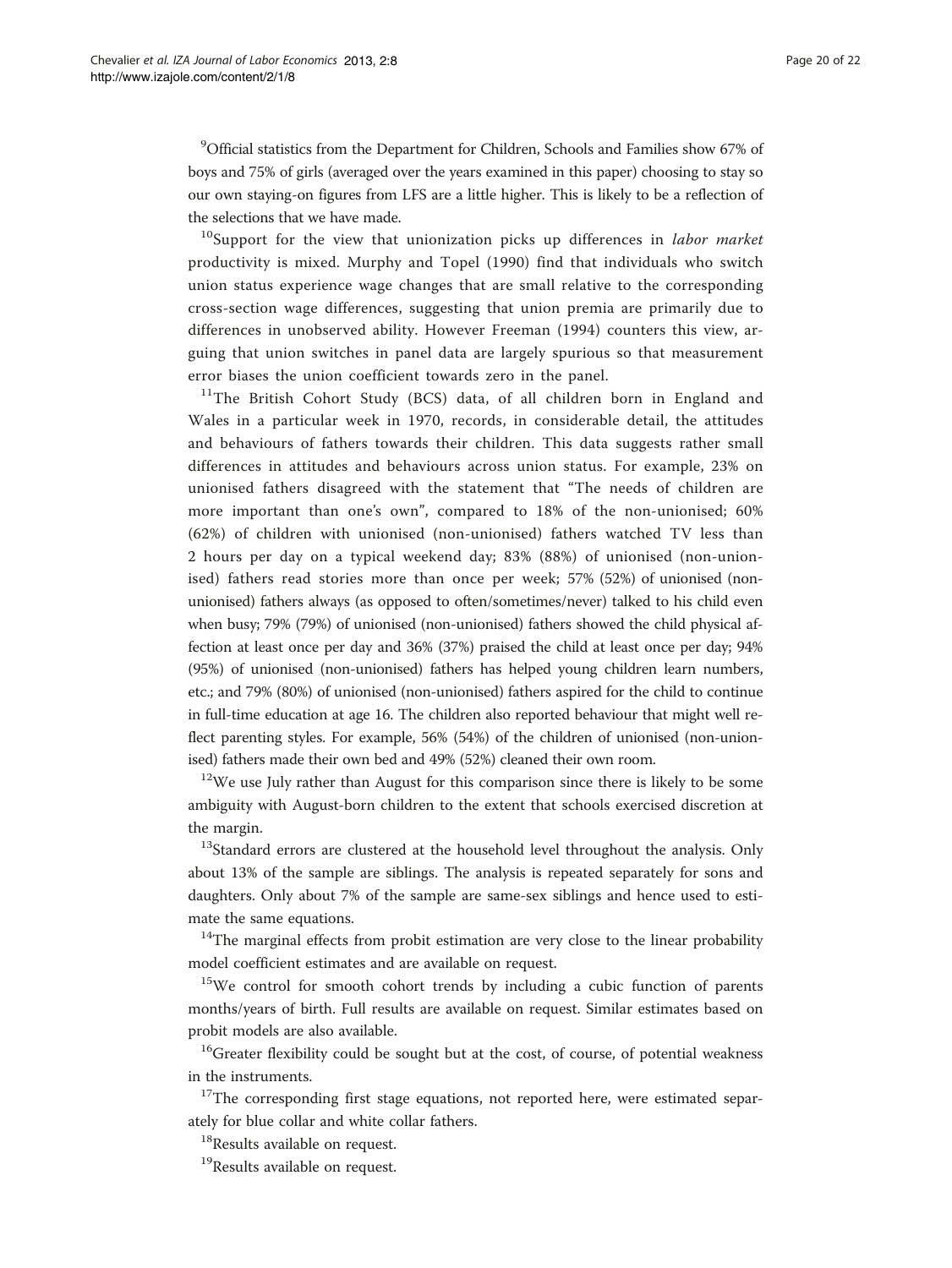[9]Official statistics from the Department for Children, Schools and Families show 67% of boys and 75% of girls (averaged over the years examined in this paper) choosing to stay so our own staying-on figures from LFS are a little higher. This is likely to be a reflection of the selections that we have made.

[10]Support for the view that unionization picks up differences in *labor market* productivity is mixed. Murphy and Topel (1990) find that individuals who switch union status experience wage changes that are small relative to the corresponding cross-section wage differences, suggesting that union premia are primarily due to differences in unobserved ability. However Freeman (1994) counters this view, arguing that union switches in panel data are largely spurious so that measurement error biases the union coefficient towards zero in the panel.

[11]The British Cohort Study (BCS) data, of all children born in England and Wales in a particular week in 1970, records, in considerable detail, the attitudes and behaviours of fathers towards their children. This data suggests rather small differences in attitudes and behaviours across union status. For example, 23% on unionised fathers disagreed with the statement that "The needs of children are more important than one's own", compared to 18% of the non-unionised; 60% (62%) of children with unionised (non-unionised) fathers watched TV less than 2 hours per day on a typical weekend day; 83% (88%) of unionised (non-unionised) fathers read stories more than once per week; 57% (52%) of unionised (non-unionised) fathers always (as opposed to often/sometimes/never) talked to his child even when busy; 79% (79%) of unionised (non-unionised) fathers showed the child physical affection at least once per day and 36% (37%) praised the child at least once per day; 94% (95%) of unionised (non-unionised) fathers has helped young children learn numbers, etc.; and 79% (80%) of unionised (non-unionised) fathers aspired for the child to continue in full-time education at age 16. The children also reported behaviour that might well reflect parenting styles. For example, 56% (54%) of the children of unionised (non-unionised) fathers made their own bed and 49% (52%) cleaned their own room.

[12]We use July rather than August for this comparison since there is likely to be some ambiguity with August-born children to the extent that schools exercised discretion at the margin.

[13]Standard errors are clustered at the household level throughout the analysis. Only about 13% of the sample are siblings. The analysis is repeated separately for sons and daughters. Only about 7% of the sample are same-sex siblings and hence used to estimate the same equations.

[14]The marginal effects from probit estimation are very close to the linear probability model coefficient estimates and are available on request.

[15]We control for smooth cohort trends by including a cubic function of parents months/years of birth. Full results are available on request. Similar estimates based on probit models are also available.

[16]Greater flexibility could be sought but at the cost, of course, of potential weakness in the instruments.

[17]The corresponding first stage equations, not reported here, were estimated separately for blue collar and white collar fathers.

[18]Results available on request.

[19]Results available on request.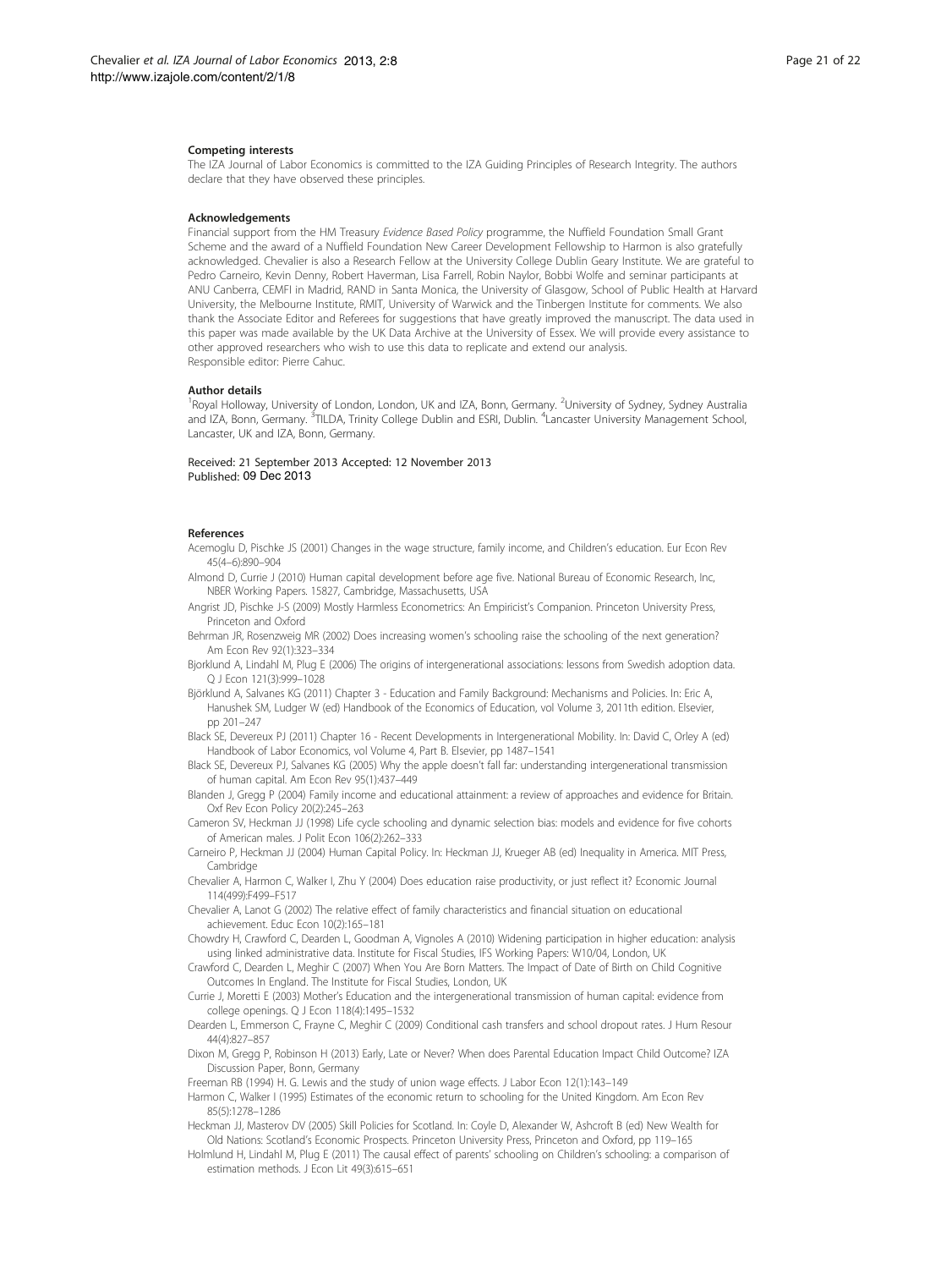### Competing interests

The IZA Journal of Labor Economics is committed to the IZA Guiding Principles of Research Integrity. The authors declare that they have observed these principles.

### Acknowledgements

Financial support from the HM Treasury *Evidence Based Policy* programme, the Nuffield Foundation Small Grant Scheme and the award of a Nuffield Foundation New Career Development Fellowship to Harmon is also gratefully acknowledged. Chevalier is also a Research Fellow at the University College Dublin Geary Institute. We are grateful to Pedro Carneiro, Kevin Denny, Robert Haverman, Lisa Farrell, Robin Naylor, Bobbi Wolfe and seminar participants at ANU Canberra, CEMFI in Madrid, RAND in Santa Monica, the University of Glasgow, School of Public Health at Harvard University, the Melbourne Institute, RMIT, University of Warwick and the Tinbergen Institute for comments. We also thank the Associate Editor and Referees for suggestions that have greatly improved the manuscript. The data used in this paper was made available by the UK Data Archive at the University of Essex. We will provide every assistance to other approved researchers who wish to use this data to replicate and extend our analysis.
Responsible editor: Pierre Cahuc.

### Author details

[1]Royal Holloway, University of London, London, UK and IZA, Bonn, Germany. [2]University of Sydney, Sydney Australia and IZA, Bonn, Germany. [3]TILDA, Trinity College Dublin and ESRI, Dublin. [4]Lancaster University Management School, Lancaster, UK and IZA, Bonn, Germany.

Received: 21 September 2013 Accepted: 12 November 2013
Published: 09 Dec 2013

### References

Acemoglu D, Pischke JS (2001) Changes in the wage structure, family income, and Children's education. Eur Econ Rev 45(4–6):890–904

Almond D, Currie J (2010) Human capital development before age five. National Bureau of Economic Research, Inc, NBER Working Papers. 15827, Cambridge, Massachusetts, USA

Angrist JD, Pischke J-S (2009) Mostly Harmless Econometrics: An Empiricist's Companion. Princeton University Press, Princeton and Oxford

Behrman JR, Rosenzweig MR (2002) Does increasing women's schooling raise the schooling of the next generation? Am Econ Rev 92(1):323–334

Bjorklund A, Lindahl M, Plug E (2006) The origins of intergenerational associations: lessons from Swedish adoption data. Q J Econ 121(3):999–1028

Björklund A, Salvanes KG (2011) Chapter 3 - Education and Family Background: Mechanisms and Policies. In: Eric A, Hanushek SM, Ludger W (ed) Handbook of the Economics of Education, vol Volume 3, 2011th edition. Elsevier, pp 201–247

Black SE, Devereux PJ (2011) Chapter 16 - Recent Developments in Intergenerational Mobility. In: David C, Orley A (ed) Handbook of Labor Economics, vol Volume 4, Part B. Elsevier, pp 1487–1541

Black SE, Devereux PJ, Salvanes KG (2005) Why the apple doesn't fall far: understanding intergenerational transmission of human capital. Am Econ Rev 95(1):437–449

Blanden J, Gregg P (2004) Family income and educational attainment: a review of approaches and evidence for Britain. Oxf Rev Econ Policy 20(2):245–263

Cameron SV, Heckman JJ (1998) Life cycle schooling and dynamic selection bias: models and evidence for five cohorts of American males. J Polit Econ 106(2):262–333

Carneiro P, Heckman JJ (2004) Human Capital Policy. In: Heckman JJ, Krueger AB (ed) Inequality in America. MIT Press, Cambridge

Chevalier A, Harmon C, Walker I, Zhu Y (2004) Does education raise productivity, or just reflect it? Economic Journal 114(499):F499–F517

Chevalier A, Lanot G (2002) The relative effect of family characteristics and financial situation on educational achievement. Educ Econ 10(2):165–181

Chowdry H, Crawford C, Dearden L, Goodman A, Vignoles A (2010) Widening participation in higher education: analysis using linked administrative data. Institute for Fiscal Studies, IFS Working Papers: W10/04, London, UK

Crawford C, Dearden L, Meghir C (2007) When You Are Born Matters. The Impact of Date of Birth on Child Cognitive Outcomes In England. The Institute for Fiscal Studies, London, UK

Currie J, Moretti E (2003) Mother's Education and the intergenerational transmission of human capital: evidence from college openings. Q J Econ 118(4):1495–1532

Dearden L, Emmerson C, Frayne C, Meghir C (2009) Conditional cash transfers and school dropout rates. J Hum Resour 44(4):827–857

Dixon M, Gregg P, Robinson H (2013) Early, Late or Never? When does Parental Education Impact Child Outcome? IZA Discussion Paper, Bonn, Germany

Freeman RB (1994) H. G. Lewis and the study of union wage effects. J Labor Econ 12(1):143–149

Harmon C, Walker I (1995) Estimates of the economic return to schooling for the United Kingdom. Am Econ Rev 85(5):1278–1286

Heckman JJ, Masterov DV (2005) Skill Policies for Scotland. In: Coyle D, Alexander W, Ashcroft B (ed) New Wealth for Old Nations: Scotland's Economic Prospects. Princeton University Press, Princeton and Oxford, pp 119–165

Holmlund H, Lindahl M, Plug E (2011) The causal effect of parents' schooling on Children's schooling: a comparison of estimation methods. J Econ Lit 49(3):615–651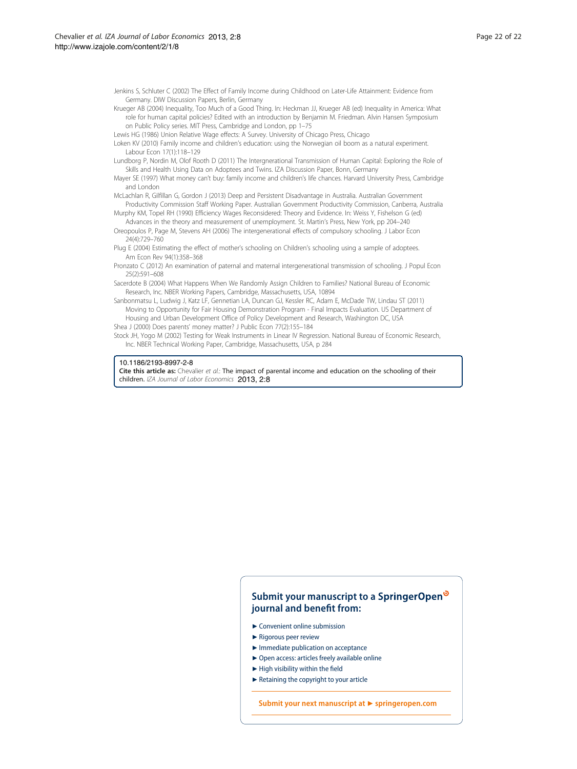Jenkins S, Schluter C (2002) The Effect of Family Income during Childhood on Later-Life Attainment: Evidence from Germany. DIW Discussion Papers, Berlin, Germany

Krueger AB (2004) Inequality, Too Much of a Good Thing. In: Heckman JJ, Krueger AB (ed) Inequality in America: What role for human capital policies? Edited with an introduction by Benjamin M. Friedman. Alvin Hansen Symposium on Public Policy series. MIT Press, Cambridge and London, pp 1–75

Lewis HG (1986) Union Relative Wage effects: A Survey. University of Chicago Press, Chicago

Loken KV (2010) Family income and children's education: using the Norwegian oil boom as a natural experiment. Labour Econ 17(1):118–129

Lundborg P, Nordin M, Olof Rooth D (2011) The Intergnerational Transmission of Human Capital: Exploring the Role of Skills and Health Using Data on Adoptees and Twins. IZA Discussion Paper, Bonn, Germany

Mayer SE (1997) What money can't buy: family income and children's life chances. Harvard University Press, Cambridge and London

McLachlan R, Gilfillan G, Gordon J (2013) Deep and Persistent Disadvantage in Australia. Australian Government Productivity Commission Staff Working Paper. Australian Government Productivity Commission, Canberra, Australia

Murphy KM, Topel RH (1990) Efficiency Wages Reconsidered: Theory and Evidence. In: Weiss Y, Fishelson G (ed) Advances in the theory and measurement of unemployment. St. Martin's Press, New York, pp 204–240

Oreopoulos P, Page M, Stevens AH (2006) The intergenerational effects of compulsory schooling. J Labor Econ 24(4):729–760

Plug E (2004) Estimating the effect of mother's schooling on Children's schooling using a sample of adoptees. Am Econ Rev 94(1):358–368

Pronzato C (2012) An examination of paternal and maternal intergenerational transmission of schooling. J Popul Econ 25(2):591–608

Sacerdote B (2004) What Happens When We Randomly Assign Children to Families? National Bureau of Economic Research, Inc. NBER Working Papers, Cambridge, Massachusetts, USA, 10894

Sanbonmatsu L, Ludwig J, Katz LF, Gennetian LA, Duncan GJ, Kessler RC, Adam E, McDade TW, Lindau ST (2011) Moving to Opportunity for Fair Housing Demonstration Program - Final Impacts Evaluation. US Department of Housing and Urban Development Office of Policy Development and Research, Washington DC, USA

Shea J (2000) Does parents' money matter? J Public Econ 77(2):155–184

Stock JH, Yogo M (2002) Testing for Weak Instruments in Linear IV Regression. National Bureau of Economic Research, Inc. NBER Technical Working Paper, Cambridge, Massachusetts, USA, p 284

10.1186/2193-8997-2-8

**Cite this article as:** Chevalier *et al.*: The impact of parental income and education on the schooling of their children. *IZA Journal of Labor Economics* 2013, 2:8